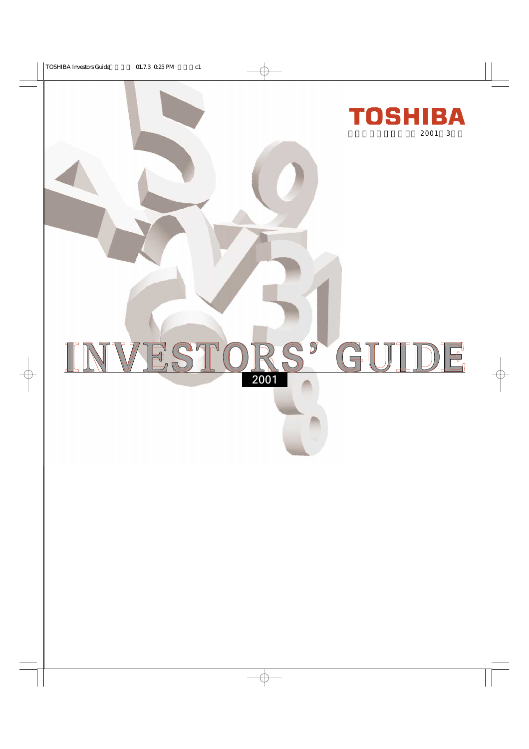TOSHIBA

2001 3

# INVESTORS' GUIDE

2001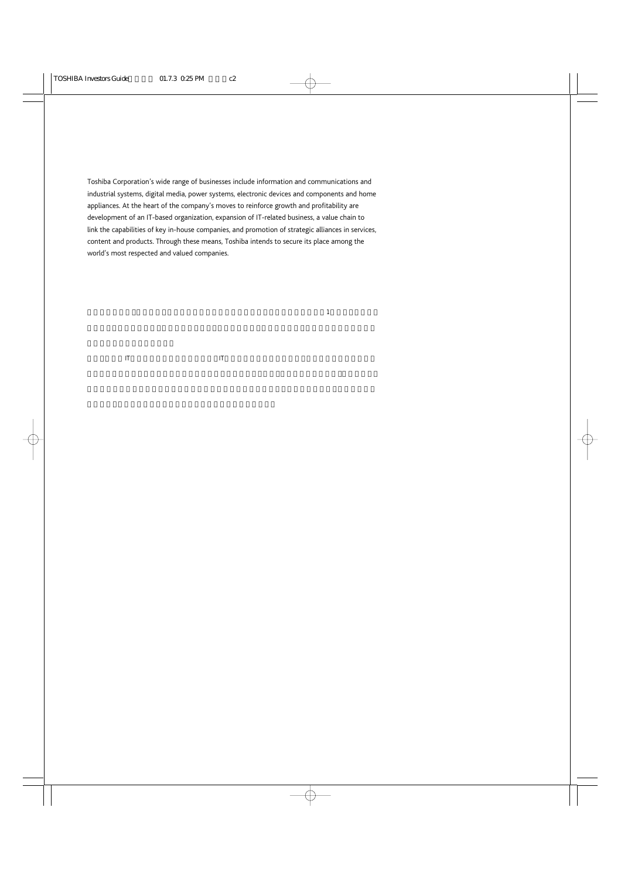Toshiba Corporation's wide range of businesses include information and communications and industrial systems, digital media, power systems, electronic devices and components and home appliances. At the heart of the company's moves to reinforce growth and profitability are development of an IT-based organization, expansion of IT-related business, a value chain to link the capabilities of key in-house companies, and promotion of strategic alliances in services, content and products. Through these means, Toshiba intends to secure its place among the world's most respected and valued companies.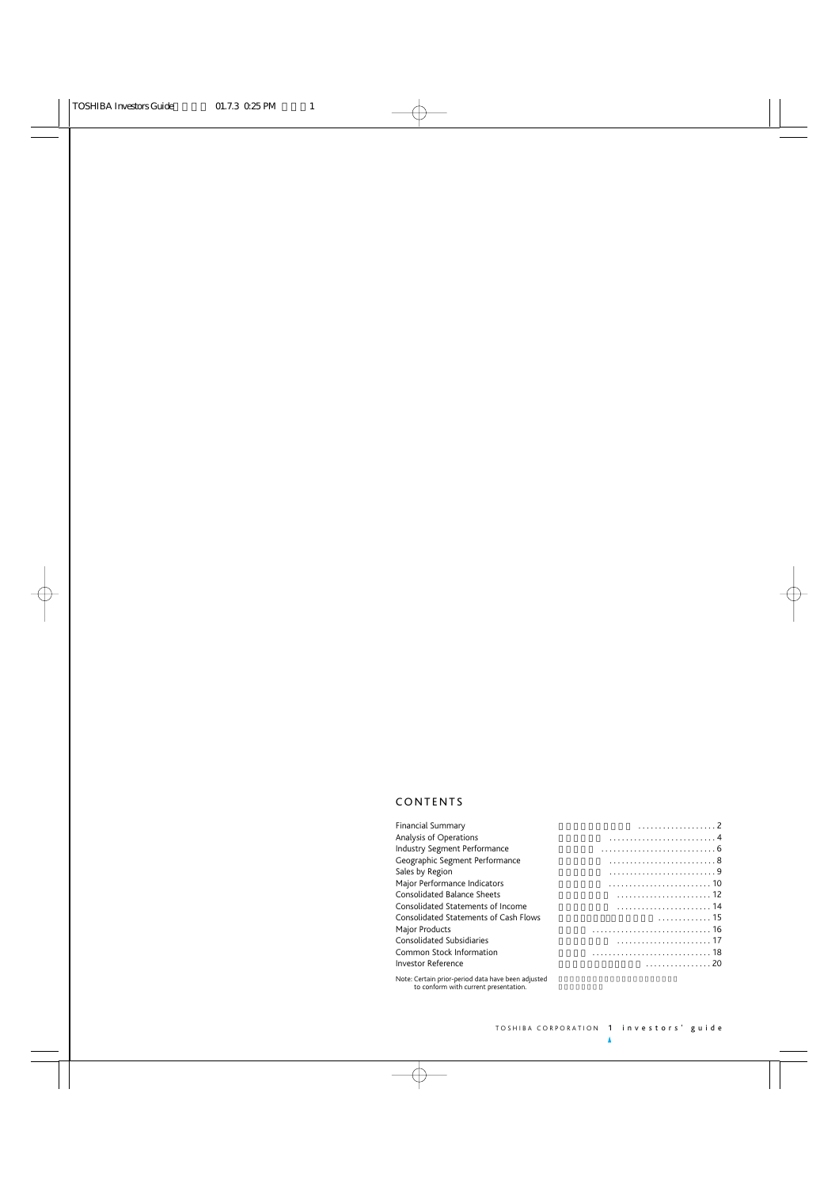## CONTENTS

| | |
|---|---|
| Financial Summary | 2 |
| Analysis of Operations | 4 |
| Industry Segment Performance | 6 |
| Geographic Segment Performance | 8 |
| Sales by Region | 9 |
| Major Performance Indicators | 10 |
| Consolidated Balance Sheets | 12 |
| Consolidated Statements of Income | 14 |
| Consolidated Statements of Cash Flows | 15 |
| Major Products | 16 |
| Consolidated Subsidiaries | 17 |
| Common Stock Information | 18 |
| Investor Reference | 20 |

Note: Certain prior-period data have been adjusted to conform with current presentation.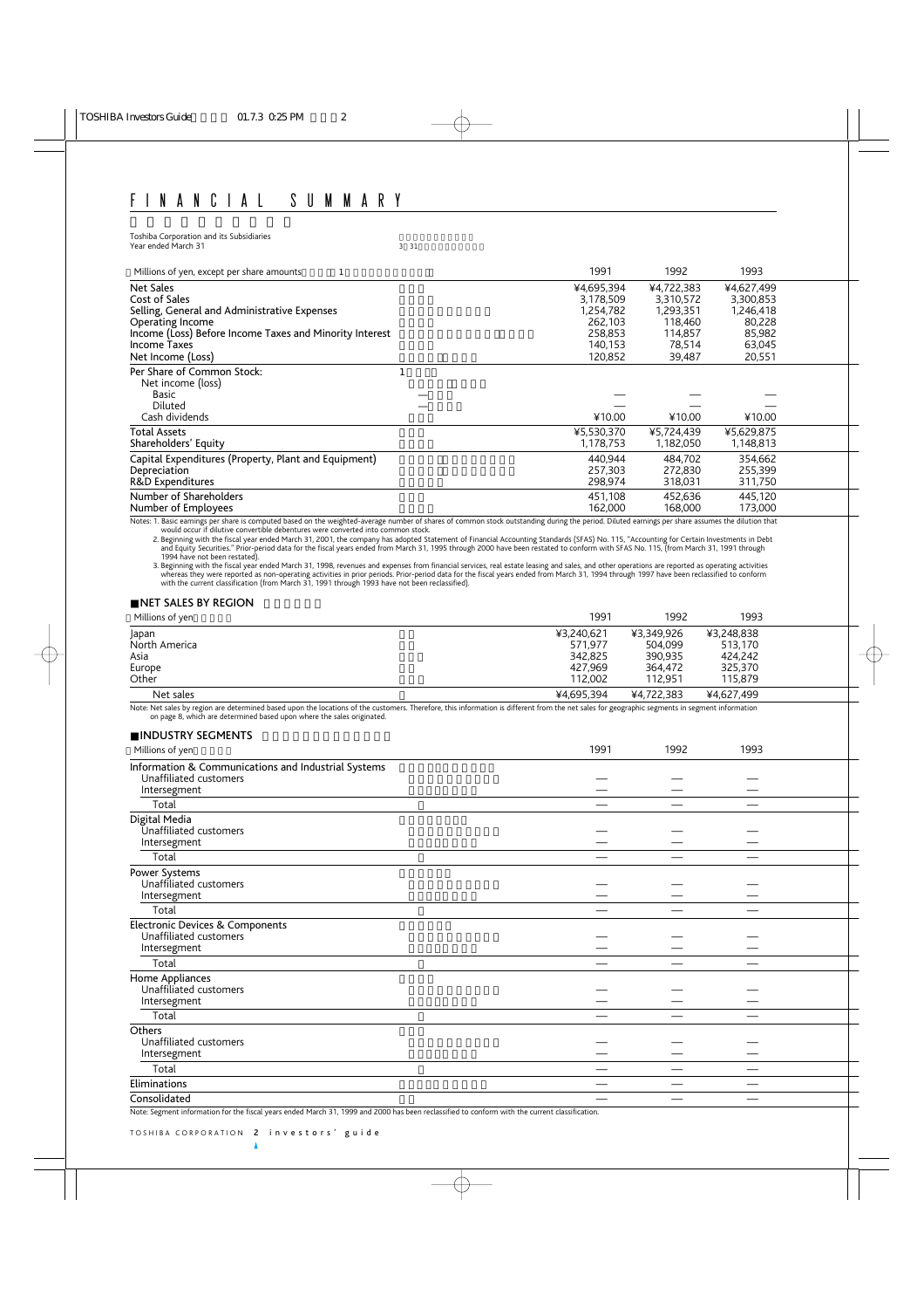# FINANCIAL SUMMARY

Toshiba Corporation and its Subsidiaries
Year ended March 31

| Millions of yen, except per share amounts | 1991 | 1992 | 1993 |
|---|---|---|---|
| Net Sales | ¥4,695,394 | ¥4,722,383 | ¥4,627,499 |
| Cost of Sales | 3,178,509 | 3,310,572 | 3,300,853 |
| Selling, General and Administrative Expenses | 1,254,782 | 1,293,351 | 1,246,418 |
| Operating Income | 262,103 | 118,460 | 80,228 |
| Income (Loss) Before Income Taxes and Minority Interest | 258,853 | 114,857 | 85,982 |
| Income Taxes | 140,153 | 78,514 | 63,045 |
| Net Income (Loss) | 120,852 | 39,487 | 20,551 |
| Per Share of Common Stock: | | | |
| Net income (loss) | | | |
| Basic | — | — | — |
| Diluted | — | — | — |
| Cash dividends | ¥10.00 | ¥10.00 | ¥10.00 |
| Total Assets | ¥5,530,370 | ¥5,724,439 | ¥5,629,875 |
| Shareholders' Equity | 1,178,753 | 1,182,050 | 1,148,813 |
| Capital Expenditures (Property, Plant and Equipment) | 440,944 | 484,702 | 354,662 |
| Depreciation | 257,303 | 272,830 | 255,399 |
| R&D Expenditures | 298,974 | 318,031 | 311,750 |
| Number of Shareholders | 451,108 | 452,636 | 445,120 |
| Number of Employees | 162,000 | 168,000 | 173,000 |

Notes: 1. Basic earnings per share is computed based on the weighted-average number of shares of common stock outstanding during the period. Diluted earnings per share assumes the dilution that would occur if dilutive convertible debentures were converted into common stock.

2. Beginning with the fiscal year ended March 31, 2001, the company has adopted Statement of Financial Accounting Standards (SFAS) No. 115, "Accounting for Certain Investments in Debt and Equity Securities." Prior-period data for the fiscal years ended from March 31, 1995 through 2000 have been restated to conform with SFAS No. 115, (from March 31, 1991 through 1994 have not been restated).

3. Beginning with the fiscal year ended March 31, 1998, revenues and expenses from financial services, real estate leasing and sales, and other operations are reported as operating activities whereas they were reported as non-operating activities in prior periods. Prior-period data for the fiscal years ended from March 31, 1994 through 1997 have been reclassified to conform with the current classification (from March 31, 1991 through 1993 have not been reclassified).

## ■NET SALES BY REGION

| Millions of yen | 1991 | 1992 | 1993 |
|---|---|---|---|
| Japan | ¥3,240,621 | ¥3,349,926 | ¥3,248,838 |
| North America | 571,977 | 504,099 | 513,170 |
| Asia | 342,825 | 390,935 | 424,242 |
| Europe | 427,969 | 364,472 | 325,370 |
| Other | 112,002 | 112,951 | 115,879 |
| Net sales | ¥4,695,394 | ¥4,722,383 | ¥4,627,499 |

Note: Net sales by region are determined based upon the locations of the customers. Therefore, this information is different from the net sales for geographic segments in segment information on page 8, which are determined based upon where the sales originated.

## ■INDUSTRY SEGMENTS

| Millions of yen | 1991 | 1992 | 1993 |
|---|---|---|---|
| **Information & Communications and Industrial Systems** | | | |
| Unaffiliated customers | — | — | — |
| Intersegment | — | — | — |
| Total | — | — | — |
| **Digital Media** | | | |
| Unaffiliated customers | — | — | — |
| Intersegment | — | — | — |
| Total | — | — | — |
| **Power Systems** | | | |
| Unaffiliated customers | — | — | — |
| Intersegment | — | — | — |
| Total | — | — | — |
| **Electronic Devices & Components** | | | |
| Unaffiliated customers | — | — | — |
| Intersegment | — | — | — |
| Total | — | — | — |
| **Home Appliances** | | | |
| Unaffiliated customers | — | — | — |
| Intersegment | — | — | — |
| Total | — | — | — |
| **Others** | | | |
| Unaffiliated customers | — | — | — |
| Intersegment | — | — | — |
| Total | — | — | — |
| Eliminations | — | — | — |
| Consolidated | — | — | — |

Note: Segment information for the fiscal years ended March 31, 1999 and 2000 has been reclassified to conform with the current classification.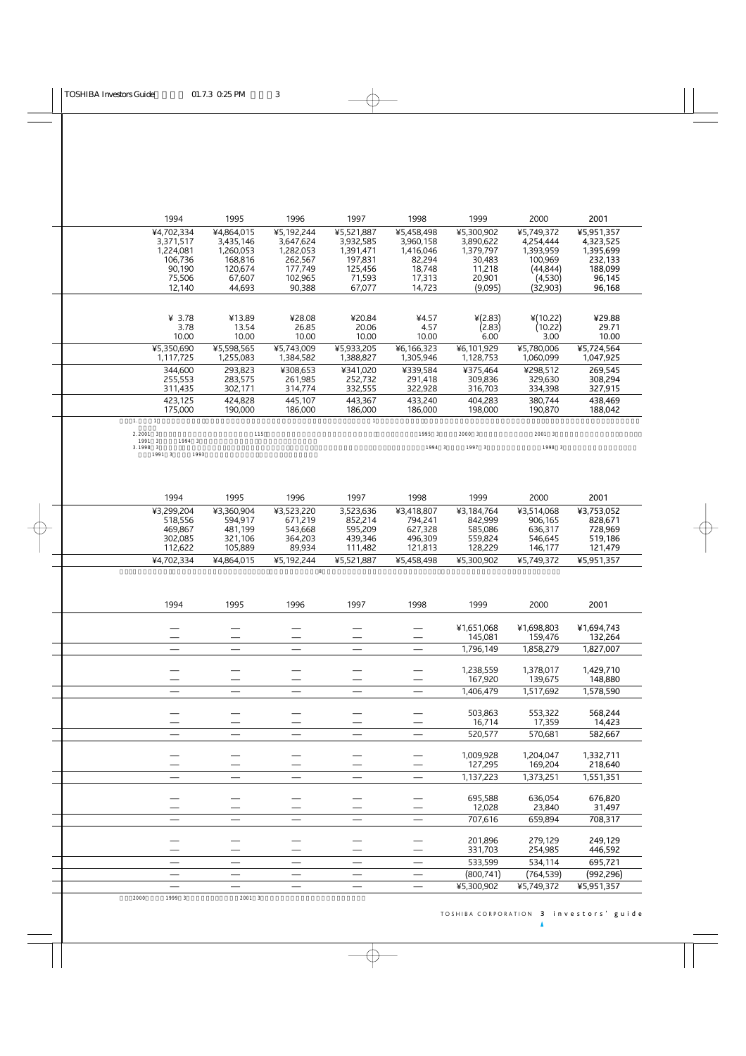| 1994 | 1995 | 1996 | 1997 | 1998 | 1999 | 2000 | 2001 |
|---|---|---|---|---|---|---|---|
| ¥4,702,334 | ¥4,864,015 | ¥5,192,244 | ¥5,521,887 | ¥5,458,498 | ¥5,300,902 | ¥5,749,372 | ¥5,951,357 |
| 3,371,517 | 3,435,146 | 3,647,624 | 3,932,585 | 3,960,158 | 3,890,622 | 4,254,444 | 4,323,525 |
| 1,224,081 | 1,260,053 | 1,282,053 | 1,391,471 | 1,416,046 | 1,379,797 | 1,393,959 | 1,395,699 |
| 106,736 | 168,816 | 262,567 | 197,831 | 82,294 | 30,483 | 100,969 | 232,133 |
| 90,190 | 120,674 | 177,749 | 125,456 | 18,748 | 11,218 | (44,844) | 188,099 |
| 75,506 | 67,607 | 102,965 | 71,593 | 17,313 | 20,901 | (4,530) | 96,145 |
| 12,140 | 44,693 | 90,388 | 67,077 | 14,723 | (9,095) | (32,903) | 96,168 |
| ¥ 3.78 | ¥13.89 | ¥28.08 | ¥20.84 | ¥4.57 | ¥(2.83) | ¥(10.22) | ¥29.88 |
| 3.78 | 13.54 | 26.85 | 20.06 | 4.57 | (2.83) | (10.22) | 29.71 |
| 10.00 | 10.00 | 10.00 | 10.00 | 10.00 | 6.00 | 3.00 | 10.00 |
| ¥5,350,690 | ¥5,598,565 | ¥5,743,009 | ¥5,933,205 | ¥6,166,323 | ¥6,101,929 | ¥5,780,006 | ¥5,724,564 |
| 1,117,725 | 1,255,083 | 1,384,582 | 1,388,827 | 1,305,946 | 1,128,753 | 1,060,099 | 1,047,925 |
| 344,600 | 293,823 | ¥308,653 | ¥341,020 | ¥339,584 | ¥375,464 | ¥298,512 | 269,545 |
| 255,553 | 283,575 | 261,985 | 252,732 | 291,418 | 309,836 | 329,630 | 308,294 |
| 311,435 | 302,171 | 314,774 | 332,555 | 322,928 | 316,703 | 334,398 | 327,915 |
| 423,125 | 424,828 | 445,107 | 443,367 | 433,240 | 404,283 | 380,744 | 438,469 |
| 175,000 | 190,000 | 186,000 | 186,000 | 186,000 | 198,000 | 190,870 | 188,042 |

1. 1 1

2. 2001 3 115 1995 3 2000 3 2001 3
1991 3 1994 3

3. 1998 3 1994 3 1997 3 1998 3
1991 3 1993

| 1994 | 1995 | 1996 | 1997 | 1998 | 1999 | 2000 | 2001 |
|---|---|---|---|---|---|---|---|
| ¥3,299,204 | ¥3,360,904 | ¥3,523,220 | 3,523,636 | ¥3,418,807 | ¥3,184,764 | ¥3,514,068 | ¥3,753,052 |
| 518,556 | 594,917 | 671,219 | 852,214 | 794,241 | 842,999 | 906,165 | 828,671 |
| 469,867 | 481,199 | 543,668 | 595,209 | 627,328 | 585,086 | 636,317 | 728,969 |
| 302,085 | 321,106 | 364,203 | 439,346 | 496,309 | 559,824 | 546,645 | 519,186 |
| 112,622 | 105,889 | 89,934 | 111,482 | 121,813 | 128,229 | 146,177 | 121,479 |
| ¥4,702,334 | ¥4,864,015 | ¥5,192,244 | ¥5,521,887 | ¥5,458,498 | ¥5,300,902 | ¥5,749,372 | ¥5,951,357 |

8

| 1994 | 1995 | 1996 | 1997 | 1998 | 1999 | 2000 | 2001 |
|---|---|---|---|---|---|---|---|
| — | — | — | — | — | ¥1,651,068 | ¥1,698,803 | ¥1,694,743 |
| — | — | — | — | — | 145,081 | 159,476 | 132,264 |
| — | — | — | — | — | 1,796,149 | 1,858,279 | 1,827,007 |
| — | — | — | — | — | 1,238,559 | 1,378,017 | 1,429,710 |
| — | — | — | — | — | 167,920 | 139,675 | 148,880 |
| — | — | — | — | — | 1,406,479 | 1,517,692 | 1,578,590 |
| — | — | — | — | — | 503,863 | 553,322 | 568,244 |
| — | — | — | — | — | 16,714 | 17,359 | 14,423 |
| — | — | — | — | — | 520,577 | 570,681 | 582,667 |
| — | — | — | — | — | 1,009,928 | 1,204,047 | 1,332,711 |
| — | — | — | — | — | 127,295 | 169,204 | 218,640 |
| — | — | — | — | — | 1,137,223 | 1,373,251 | 1,551,351 |
| — | — | — | — | — | 695,588 | 636,054 | 676,820 |
| — | — | — | — | — | 12,028 | 23,840 | 31,497 |
| — | — | — | — | — | 707,616 | 659,894 | 708,317 |
| — | — | — | — | — | 201,896 | 279,129 | 249,129 |
| — | — | — | — | — | 331,703 | 254,985 | 446,592 |
| — | — | — | — | — | 533,599 | 534,114 | 695,721 |
| — | — | — | — | — | (800,741) | (764,539) | (992,296) |
| — | — | — | — | — | ¥5,300,902 | ¥5,749,372 | ¥5,951,357 |

2000 1999 3 2001 3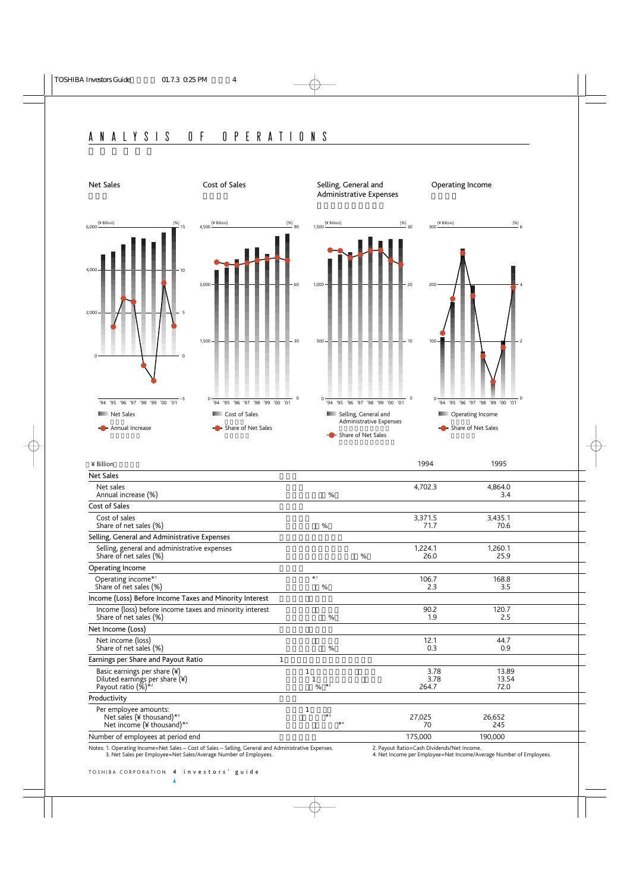# ANALYSIS OF OPERATIONS

Net Sales

Cost of Sales

Selling, General and Administrative Expenses

Operating Income

(¥ Billion) (%)

Net Sales
Annual Increase

Cost of Sales
Share of Net Sales

Selling, General and Administrative Expenses
Share of Net Sales

Operating Income
Share of Net Sales

| (¥ Billion) | 1994 | 1995 |
|---|---|---|
| **Net Sales** | | |
| Net sales | 4,702.3 | 4,864.0 |
| Annual increase (%) | | 3.4 |
| **Cost of Sales** | | |
| Cost of sales | 3,371.5 | 3,435.1 |
| Share of net sales (%) | 71.7 | 70.6 |
| **Selling, General and Administrative Expenses** | | |
| Selling, general and administrative expenses | 1,224.1 | 1,260.1 |
| Share of net sales (%) | 26.0 | 25.9 |
| **Operating Income** | | |
| Operating income*1 | 106.7 | 168.8 |
| Share of net sales (%) | 2.3 | 3.5 |
| **Income (Loss) Before Income Taxes and Minority Interest** | | |
| Income (loss) before income taxes and minority interest | 90.2 | 120.7 |
| Share of net sales (%) | 1.9 | 2.5 |
| **Net Income (Loss)** | | |
| Net income (loss) | 12.1 | 44.7 |
| Share of net sales (%) | 0.3 | 0.9 |
| **Earnings per Share and Payout Ratio** | | |
| Basic earnings per share (¥) | 3.78 | 13.89 |
| Diluted earnings per share (¥) | 3.78 | 13.54 |
| Payout ratio (%)*2 | 264.7 | 72.0 |
| **Productivity** | | |
| Per employee amounts: | | |
| Net sales (¥ thousand)*3 | 27,025 | 26,652 |
| Net income (¥ thousand)*4 | 70 | 245 |
| Number of employees at period end | 175,000 | 190,000 |

Notes: 1. Operating Income=Net Sales – Cost of Sales – Selling, General and Administrative Expenses.
2. Payout Ratio=Cash Dividends/Net Income.
3. Net Sales per Employee=Net Sales/Average Number of Employees.
4. Net Income per Employee=Net Income/Average Number of Employees.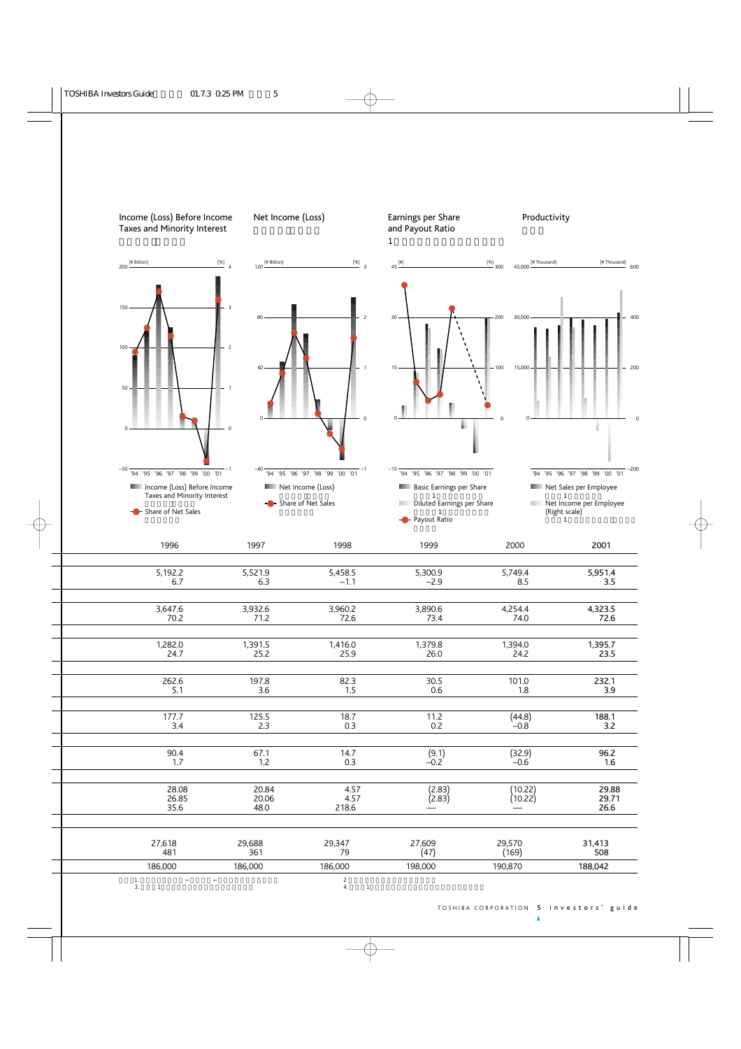## Income (Loss) Before Income Taxes and Minority Interest

(¥ Billion) / (%)

■ Income (Loss) Before Income Taxes and Minority Interest
● Share of Net Sales

## Net Income (Loss)

(¥ Billion) / (%)

■ Net Income (Loss)
● Share of Net Sales

## Earnings per Share and Payout Ratio

1

(¥) / (%)

■ Basic Earnings per Share
■ Diluted Earnings per Share
● Payout Ratio

## Productivity

(¥ Thousand) / (¥ Thousand)

■ Net Sales per Employee
■ Net Income per Employee (Right scale)

| 1996 | 1997 | 1998 | 1999 | 2000 | 2001 |
|---|---|---|---|---|---|
| 5,192.2 | 5,521.9 | 5,458.5 | 5,300.9 | 5,749.4 | 5,951.4 |
| 6.7 | 6.3 | −1.1 | −2.9 | 8.5 | 3.5 |
| 3,647.6 | 3,932.6 | 3,960.2 | 3,890.6 | 4,254.4 | 4,323.5 |
| 70.2 | 71.2 | 72.6 | 73.4 | 74.0 | 72.6 |
| 1,282.0 | 1,391.5 | 1,416.0 | 1,379.8 | 1,394.0 | 1,395.7 |
| 24.7 | 25.2 | 25.9 | 26.0 | 24.2 | 23.5 |
| 262.6 | 197.8 | 82.3 | 30.5 | 101.0 | 232.1 |
| 5.1 | 3.6 | 1.5 | 0.6 | 1.8 | 3.9 |
| 177.7 | 125.5 | 18.7 | 11.2 | (44.8) | 188.1 |
| 3.4 | 2.3 | 0.3 | 0.2 | −0.8 | 3.2 |
| 90.4 | 67.1 | 14.7 | (9.1) | (32.9) | 96.2 |
| 1.7 | 1.2 | 0.3 | −0.2 | −0.6 | 1.6 |
| 28.08 | 20.84 | 4.57 | (2.83) | (10.22) | 29.88 |
| 26.85 | 20.06 | 4.57 | (2.83) | (10.22) | 29.71 |
| 35.6 | 48.0 | 218.6 | — | — | 26.6 |
| 27,618 | 29,688 | 29,347 | 27,609 | 29,570 | 31,413 |
| 481 | 361 | 79 | (47) | (169) | 508 |
| 186,000 | 186,000 | 186,000 | 198,000 | 190,870 | 188,042 |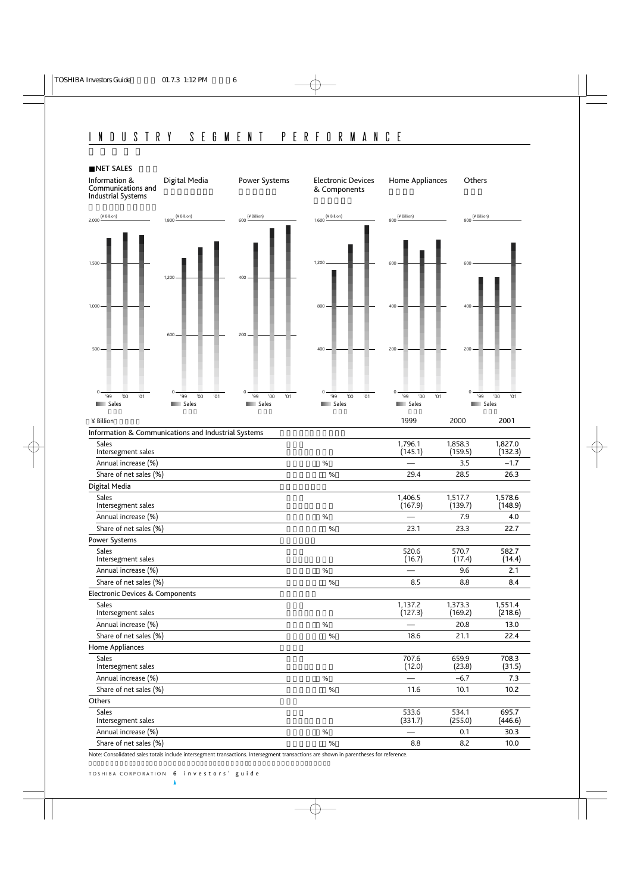# INDUSTRY SEGMENT PERFORMANCE

■NET SALES

Information & Communications and Industrial Systems | Digital Media | Power Systems | Electronic Devices & Components | Home Appliances | Others

(¥ Billion)

Sales

| ¥ Billion | 1999 | 2000 | 2001 |
|---|---|---|---|
| **Information & Communications and Industrial Systems** | | | |
| Sales<br>Intersegment sales | 1,796.1<br>(145.1) | 1,858.3<br>(159.5) | 1,827.0<br>(132.3) |
| Annual increase (%) | — | 3.5 | –1.7 |
| Share of net sales (%) | 29.4 | 28.5 | 26.3 |
| **Digital Media** | | | |
| Sales<br>Intersegment sales | 1,406.5<br>(167.9) | 1,517.7<br>(139.7) | 1,578.6<br>(148.9) |
| Annual increase (%) | — | 7.9 | 4.0 |
| Share of net sales (%) | 23.1 | 23.3 | 22.7 |
| **Power Systems** | | | |
| Sales<br>Intersegment sales | 520.6<br>(16.7) | 570.7<br>(17.4) | 582.7<br>(14.4) |
| Annual increase (%) | — | 9.6 | 2.1 |
| Share of net sales (%) | 8.5 | 8.8 | 8.4 |
| **Electronic Devices & Components** | | | |
| Sales<br>Intersegment sales | 1,137.2<br>(127.3) | 1,373.3<br>(169.2) | 1,551.4<br>(218.6) |
| Annual increase (%) | — | 20.8 | 13.0 |
| Share of net sales (%) | 18.6 | 21.1 | 22.4 |
| **Home Appliances** | | | |
| Sales<br>Intersegment sales | 707.6<br>(12.0) | 659.9<br>(23.8) | 708.3<br>(31.5) |
| Annual increase (%) | — | –6.7 | 7.3 |
| Share of net sales (%) | 11.6 | 10.1 | 10.2 |
| **Others** | | | |
| Sales<br>Intersegment sales | 533.6<br>(331.7) | 534.1<br>(255.0) | 695.7<br>(446.6) |
| Annual increase (%) | — | 0.1 | 30.3 |
| Share of net sales (%) | 8.8 | 8.2 | 10.0 |

Note: Consolidated sales totals include intersegment transactions. Intersegment transactions are shown in parentheses for reference.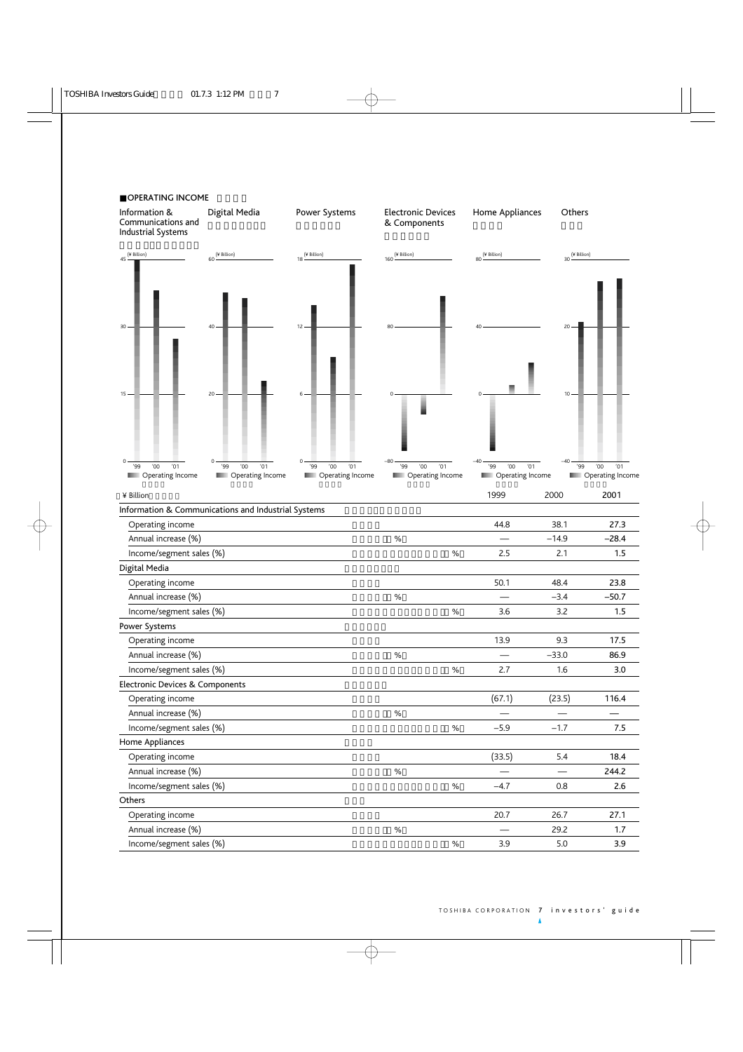## ■OPERATING INCOME

Information & Communications and Industrial Systems | Digital Media | Power Systems | Electronic Devices & Components | Home Appliances | Others

(¥ Billion)

| | 1999 | 2000 | 2001 |
|---|---|---|---|
| **Information & Communications and Industrial Systems** | | | |
| Operating income | 44.8 | 38.1 | 27.3 |
| Annual increase (%) | — | −14.9 | −28.4 |
| Income/segment sales (%) | 2.5 | 2.1 | 1.5 |
| **Digital Media** | | | |
| Operating income | 50.1 | 48.4 | 23.8 |
| Annual increase (%) | — | −3.4 | −50.7 |
| Income/segment sales (%) | 3.6 | 3.2 | 1.5 |
| **Power Systems** | | | |
| Operating income | 13.9 | 9.3 | 17.5 |
| Annual increase (%) | — | −33.0 | 86.9 |
| Income/segment sales (%) | 2.7 | 1.6 | 3.0 |
| **Electronic Devices & Components** | | | |
| Operating income | (67.1) | (23.5) | 116.4 |
| Annual increase (%) | — | — | — |
| Income/segment sales (%) | −5.9 | −1.7 | 7.5 |
| **Home Appliances** | | | |
| Operating income | (33.5) | 5.4 | 18.4 |
| Annual increase (%) | — | — | 244.2 |
| Income/segment sales (%) | −4.7 | 0.8 | 2.6 |
| **Others** | | | |
| Operating income | 20.7 | 26.7 | 27.1 |
| Annual increase (%) | — | 29.2 | 1.7 |
| Income/segment sales (%) | 3.9 | 5.0 | 3.9 |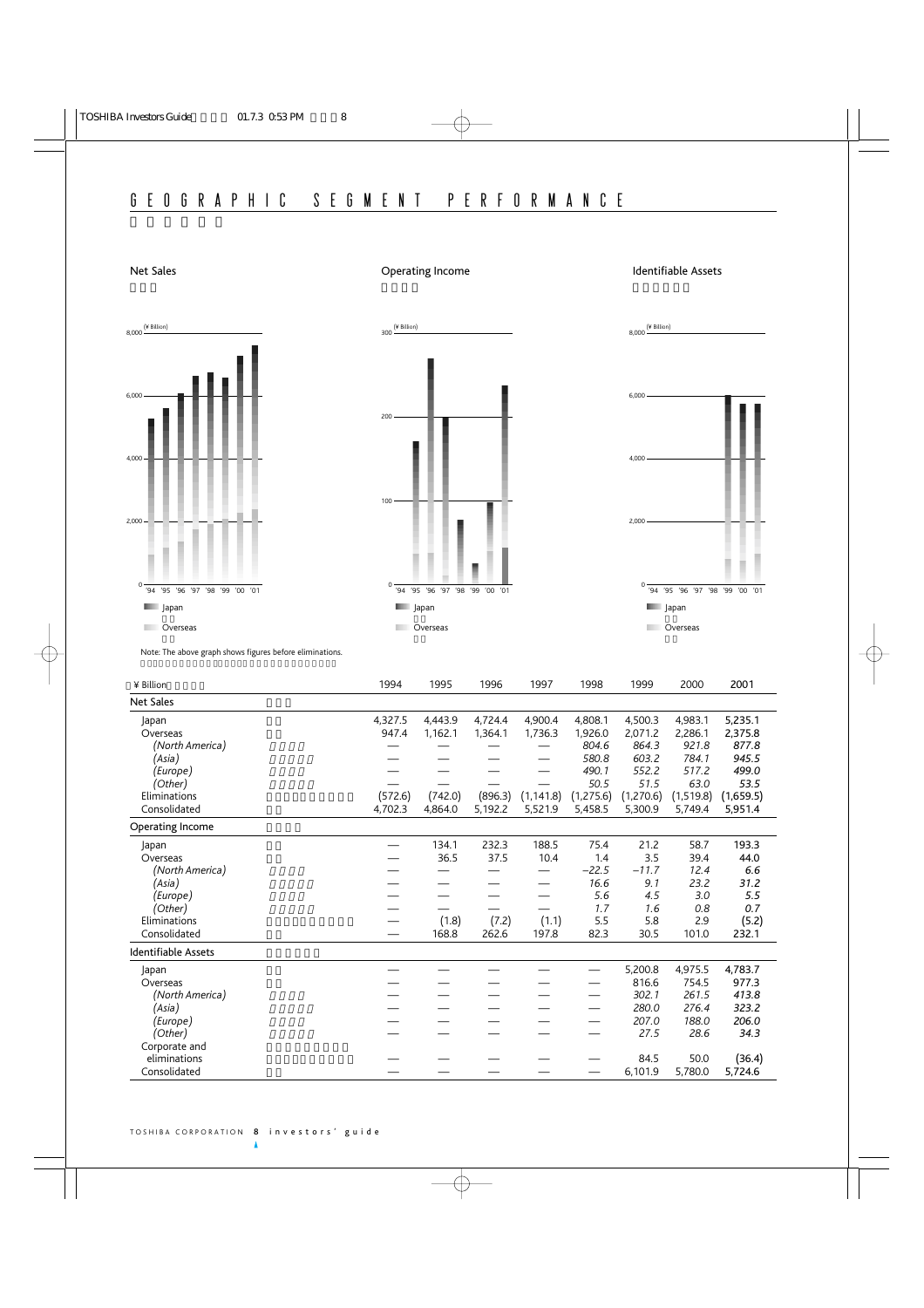# GEOGRAPHIC SEGMENT PERFORMANCE

Net Sales

Operating Income

Identifiable Assets

(¥ Billion)

Japan

Overseas

Note: The above graph shows figures before eliminations.

| ¥ Billion | 1994 | 1995 | 1996 | 1997 | 1998 | 1999 | 2000 | 2001 |
|---|---|---|---|---|---|---|---|---|
| **Net Sales** | | | | | | | | |
| Japan | 4,327.5 | 4,443.9 | 4,724.4 | 4,900.4 | 4,808.1 | 4,500.3 | 4,983.1 | 5,235.1 |
| Overseas | 947.4 | 1,162.1 | 1,364.1 | 1,736.3 | 1,926.0 | 2,071.2 | 2,286.1 | 2,375.8 |
| *(North America)* | — | — | — | — | *804.6* | *864.3* | *921.8* | *877.8* |
| *(Asia)* | — | — | — | — | *580.8* | *603.2* | *784.1* | *945.5* |
| *(Europe)* | — | — | — | — | *490.1* | *552.2* | *517.2* | *499.0* |
| *(Other)* | — | — | — | — | *50.5* | *51.5* | *63.0* | *53.5* |
| Eliminations | (572.6) | (742.0) | (896.3) | (1,141.8) | (1,275.6) | (1,270.6) | (1,519.8) | (1,659.5) |
| Consolidated | 4,702.3 | 4,864.0 | 5,192.2 | 5,521.9 | 5,458.5 | 5,300.9 | 5,749.4 | 5,951.4 |
| **Operating Income** | | | | | | | | |
| Japan | — | 134.1 | 232.3 | 188.5 | 75.4 | 21.2 | 58.7 | 193.3 |
| Overseas | — | 36.5 | 37.5 | 10.4 | 1.4 | 3.5 | 39.4 | 44.0 |
| *(North America)* | — | — | — | — | *–22.5* | *–11.7* | *12.4* | *6.6* |
| *(Asia)* | — | — | — | — | *16.6* | *9.1* | *23.2* | *31.2* |
| *(Europe)* | — | — | — | — | *5.6* | *4.5* | *3.0* | *5.5* |
| *(Other)* | — | — | — | — | *1.7* | *1.6* | *0.8* | *0.7* |
| Eliminations | — | (1.8) | (7.2) | (1.1) | 5.5 | 5.8 | 2.9 | (5.2) |
| Consolidated | — | 168.8 | 262.6 | 197.8 | 82.3 | 30.5 | 101.0 | 232.1 |
| **Identifiable Assets** | | | | | | | | |
| Japan | — | — | — | — | — | 5,200.8 | 4,975.5 | 4,783.7 |
| Overseas | — | — | — | — | — | 816.6 | 754.5 | 977.3 |
| *(North America)* | — | — | — | — | — | *302.1* | *261.5* | *413.8* |
| *(Asia)* | — | — | — | — | — | *280.0* | *276.4* | *323.2* |
| *(Europe)* | — | — | — | — | — | *207.0* | *188.0* | *206.0* |
| *(Other)* | — | — | — | — | — | *27.5* | *28.6* | *34.3* |
| Corporate and eliminations | — | — | — | — | — | 84.5 | 50.0 | (36.4) |
| Consolidated | — | — | — | — | — | 6,101.9 | 5,780.0 | 5,724.6 |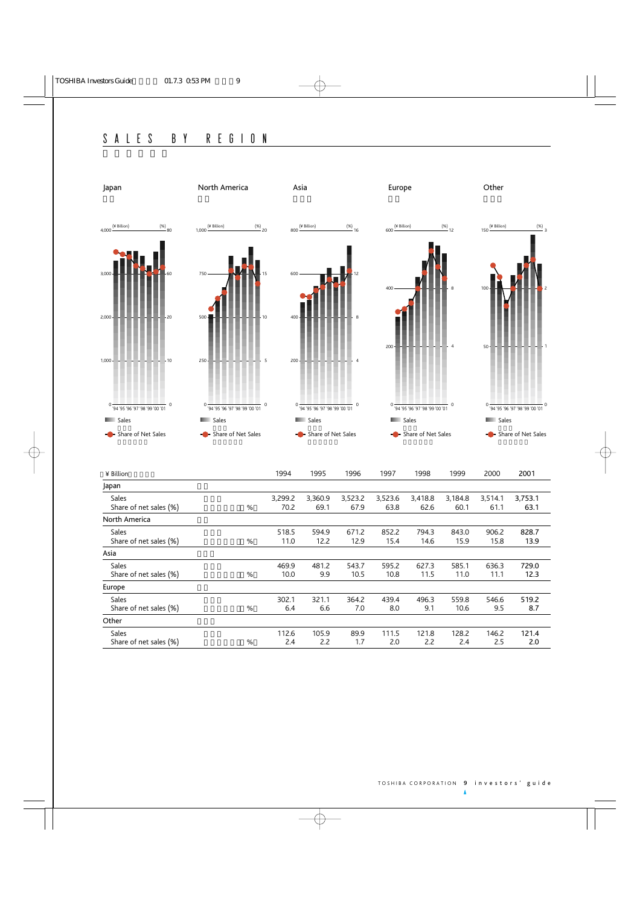# SALES BY REGION

| ¥ Billion | 1994 | 1995 | 1996 | 1997 | 1998 | 1999 | 2000 | 2001 |
|---|---|---|---|---|---|---|---|---|
| **Japan** | | | | | | | | |
| Sales | 3,299.2 | 3,360.9 | 3,523.2 | 3,523.6 | 3,418.8 | 3,184.8 | 3,514.1 | 3,753.1 |
| Share of net sales (%) | 70.2 | 69.1 | 67.9 | 63.8 | 62.6 | 60.1 | 61.1 | 63.1 |
| **North America** | | | | | | | | |
| Sales | 518.5 | 594.9 | 671.2 | 852.2 | 794.3 | 843.0 | 906.2 | 828.7 |
| Share of net sales (%) | 11.0 | 12.2 | 12.9 | 15.4 | 14.6 | 15.9 | 15.8 | 13.9 |
| **Asia** | | | | | | | | |
| Sales | 469.9 | 481.2 | 543.7 | 595.2 | 627.3 | 585.1 | 636.3 | 729.0 |
| Share of net sales (%) | 10.0 | 9.9 | 10.5 | 10.8 | 11.5 | 11.0 | 11.1 | 12.3 |
| **Europe** | | | | | | | | |
| Sales | 302.1 | 321.1 | 364.2 | 439.4 | 496.3 | 559.8 | 546.6 | 519.2 |
| Share of net sales (%) | 6.4 | 6.6 | 7.0 | 8.0 | 9.1 | 10.6 | 9.5 | 8.7 |
| **Other** | | | | | | | | |
| Sales | 112.6 | 105.9 | 89.9 | 111.5 | 121.8 | 128.2 | 146.2 | 121.4 |
| Share of net sales (%) | 2.4 | 2.2 | 1.7 | 2.0 | 2.2 | 2.4 | 2.5 | 2.0 |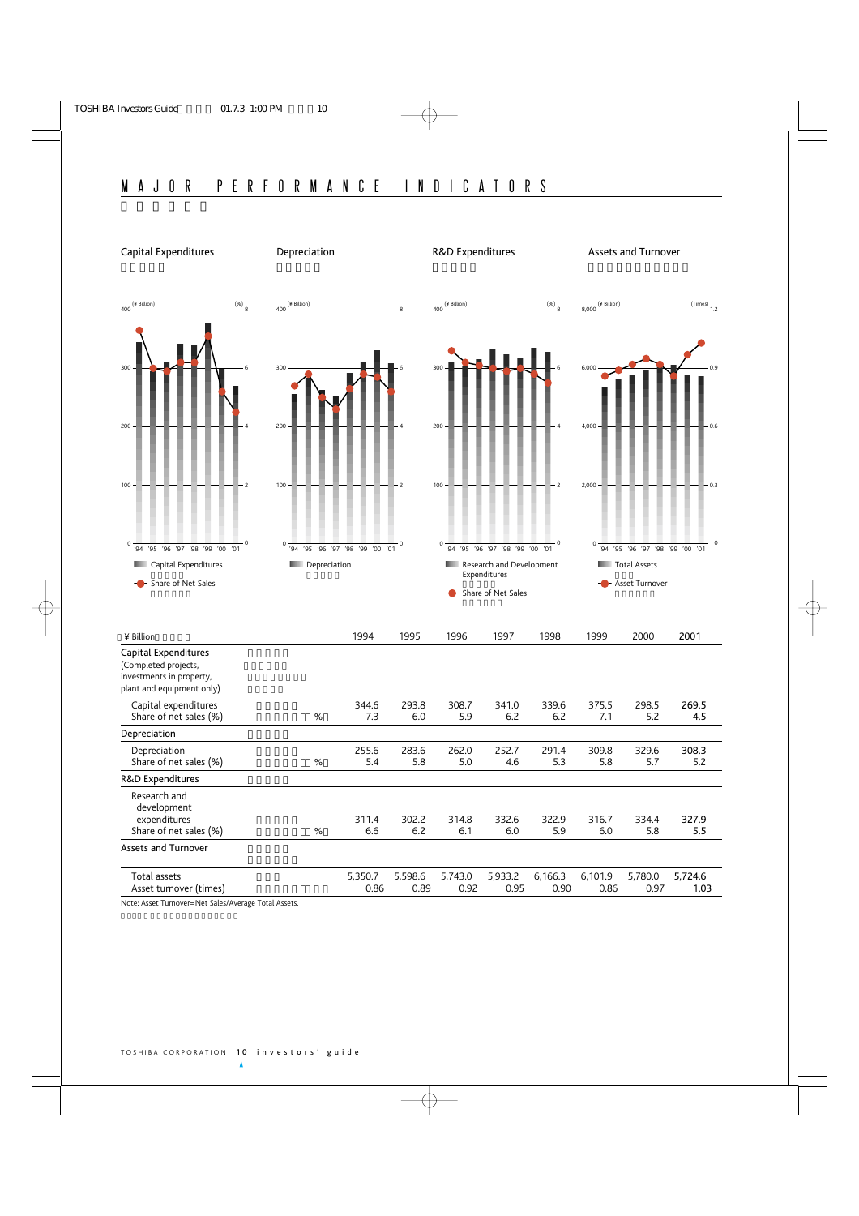# MAJOR PERFORMANCE INDICATORS

## Capital Expenditures

## Depreciation

## R&D Expenditures

## Assets and Turnover

| ¥ Billion | 1994 | 1995 | 1996 | 1997 | 1998 | 1999 | 2000 | 2001 |
|---|---|---|---|---|---|---|---|---|
| **Capital Expenditures** (Completed projects, investments in property, plant and equipment only) | | | | | | | | |
| Capital expenditures | 344.6 | 293.8 | 308.7 | 341.0 | 339.6 | 375.5 | 298.5 | 269.5 |
| Share of net sales (%) | 7.3 | 6.0 | 5.9 | 6.2 | 6.2 | 7.1 | 5.2 | 4.5 |
| **Depreciation** | | | | | | | | |
| Depreciation | 255.6 | 283.6 | 262.0 | 252.7 | 291.4 | 309.8 | 329.6 | 308.3 |
| Share of net sales (%) | 5.4 | 5.8 | 5.0 | 4.6 | 5.3 | 5.8 | 5.7 | 5.2 |
| **R&D Expenditures** | | | | | | | | |
| Research and development expenditures | 311.4 | 302.2 | 314.8 | 332.6 | 322.9 | 316.7 | 334.4 | 327.9 |
| Share of net sales (%) | 6.6 | 6.2 | 6.1 | 6.0 | 5.9 | 6.0 | 5.8 | 5.5 |
| **Assets and Turnover** | | | | | | | | |
| Total assets | 5,350.7 | 5,598.6 | 5,743.0 | 5,933.2 | 6,166.3 | 6,101.9 | 5,780.0 | 5,724.6 |
| Asset turnover (times) | 0.86 | 0.89 | 0.92 | 0.95 | 0.90 | 0.86 | 0.97 | 1.03 |

Note: Asset Turnover=Net Sales/Average Total Assets.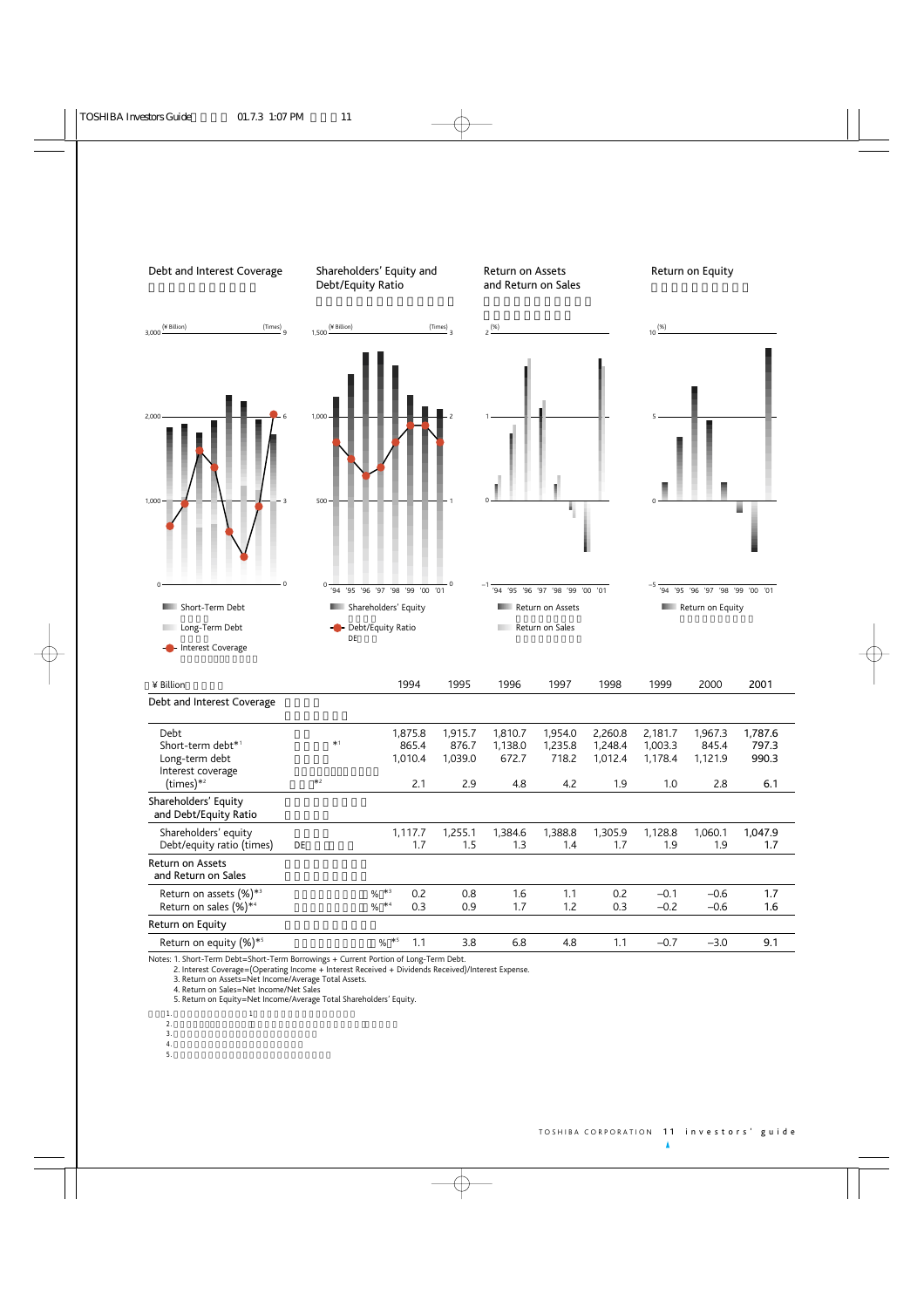## Debt and Interest Coverage

## Shareholders' Equity and Debt/Equity Ratio

## Return on Assets and Return on Sales

## Return on Equity

| ¥ Billion | 1994 | 1995 | 1996 | 1997 | 1998 | 1999 | 2000 | 2001 |
|---|---|---|---|---|---|---|---|---|
| **Debt and Interest Coverage** | | | | | | | | |
| Debt | 1,875.8 | 1,915.7 | 1,810.7 | 1,954.0 | 2,260.8 | 2,181.7 | 1,967.3 | 1,787.6 |
| Short-term debt*1 | 865.4 | 876.7 | 1,138.0 | 1,235.8 | 1,248.4 | 1,003.3 | 845.4 | 797.3 |
| Long-term debt | 1,010.4 | 1,039.0 | 672.7 | 718.2 | 1,012.4 | 1,178.4 | 1,121.9 | 990.3 |
| Interest coverage (times)*2 | 2.1 | 2.9 | 4.8 | 4.2 | 1.9 | 1.0 | 2.8 | 6.1 |
| **Shareholders' Equity and Debt/Equity Ratio** | | | | | | | | |
| Shareholders' equity | 1,117.7 | 1,255.1 | 1,384.6 | 1,388.8 | 1,305.9 | 1,128.8 | 1,060.1 | 1,047.9 |
| Debt/equity ratio (times) | 1.7 | 1.5 | 1.3 | 1.4 | 1.7 | 1.9 | 1.9 | 1.7 |
| **Return on Assets and Return on Sales** | | | | | | | | |
| Return on assets (%)*3 | 0.2 | 0.8 | 1.6 | 1.1 | 0.2 | –0.1 | –0.6 | 1.7 |
| Return on sales (%)*4 | 0.3 | 0.9 | 1.7 | 1.2 | 0.3 | –0.2 | –0.6 | 1.6 |
| **Return on Equity** | | | | | | | | |
| Return on equity (%)*5 | 1.1 | 3.8 | 6.8 | 4.8 | 1.1 | –0.7 | –3.0 | 9.1 |

Notes: 1. Short-Term Debt=Short-Term Borrowings + Current Portion of Long-Term Debt.
2. Interest Coverage=(Operating Income + Interest Received + Dividends Received)/Interest Expense.
3. Return on Assets=Net Income/Average Total Assets.
4. Return on Sales=Net Income/Net Sales
5. Return on Equity=Net Income/Average Total Shareholders' Equity.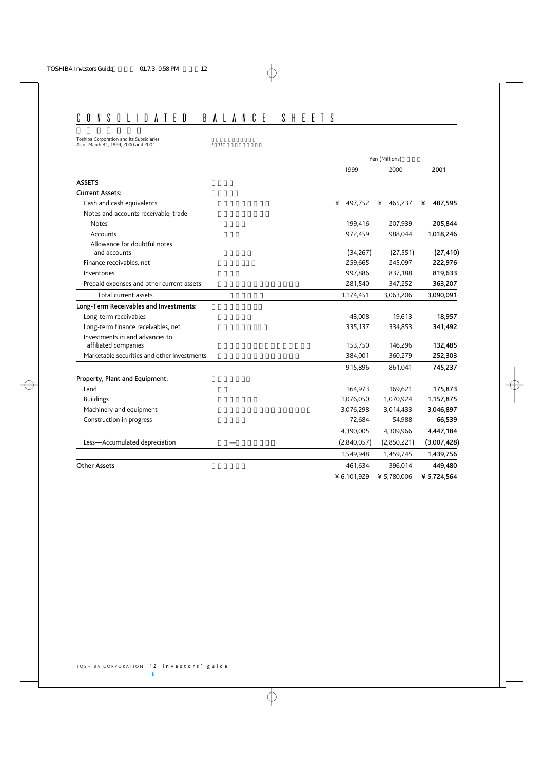# CONSOLIDATED BALANCE SHEETS

Toshiba Corporation and its Subsidiaries
As of March 31, 1999, 2000 and 2001

| | Yen (Millions) | | |
|---|---|---|---|
| | 1999 | 2000 | **2001** |
| **ASSETS** | | | |
| **Current Assets:** | | | |
| Cash and cash equivalents | ¥ 497,752 | ¥ 465,237 | **¥ 487,595** |
| Notes and accounts receivable, trade | | | |
| Notes | 199,416 | 207,939 | **205,844** |
| Accounts | 972,459 | 988,044 | **1,018,246** |
| Allowance for doubtful notes and accounts | (34,267) | (27,551) | **(27,410)** |
| Finance receivables, net | 259,665 | 245,097 | **222,976** |
| Inventories | 997,886 | 837,188 | **819,633** |
| Prepaid expenses and other current assets | 281,540 | 347,252 | **363,207** |
| Total current assets | 3,174,451 | 3,063,206 | **3,090,091** |
| **Long-Term Receivables and Investments:** | | | |
| Long-term receivables | 43,008 | 19,613 | **18,957** |
| Long-term finance receivables, net | 335,137 | 334,853 | **341,492** |
| Investments in and advances to affiliated companies | 153,750 | 146,296 | **132,485** |
| Marketable securities and other investments | 384,001 | 360,279 | **252,303** |
| | 915,896 | 861,041 | **745,237** |
| **Property, Plant and Equipment:** | | | |
| Land | 164,973 | 169,621 | **175,873** |
| Buildings | 1,076,050 | 1,070,924 | **1,157,875** |
| Machinery and equipment | 3,076,298 | 3,014,433 | **3,046,897** |
| Construction in progress | 72,684 | 54,988 | **66,539** |
| | 4,390,005 | 4,309,966 | **4,447,184** |
| Less—Accumulated depreciation | (2,840,057) | (2,850,221) | **(3,007,428)** |
| | 1,549,948 | 1,459,745 | **1,439,756** |
| **Other Assets** | 461,634 | 396,014 | **449,480** |
| | ¥ 6,101,929 | ¥ 5,780,006 | **¥ 5,724,564** |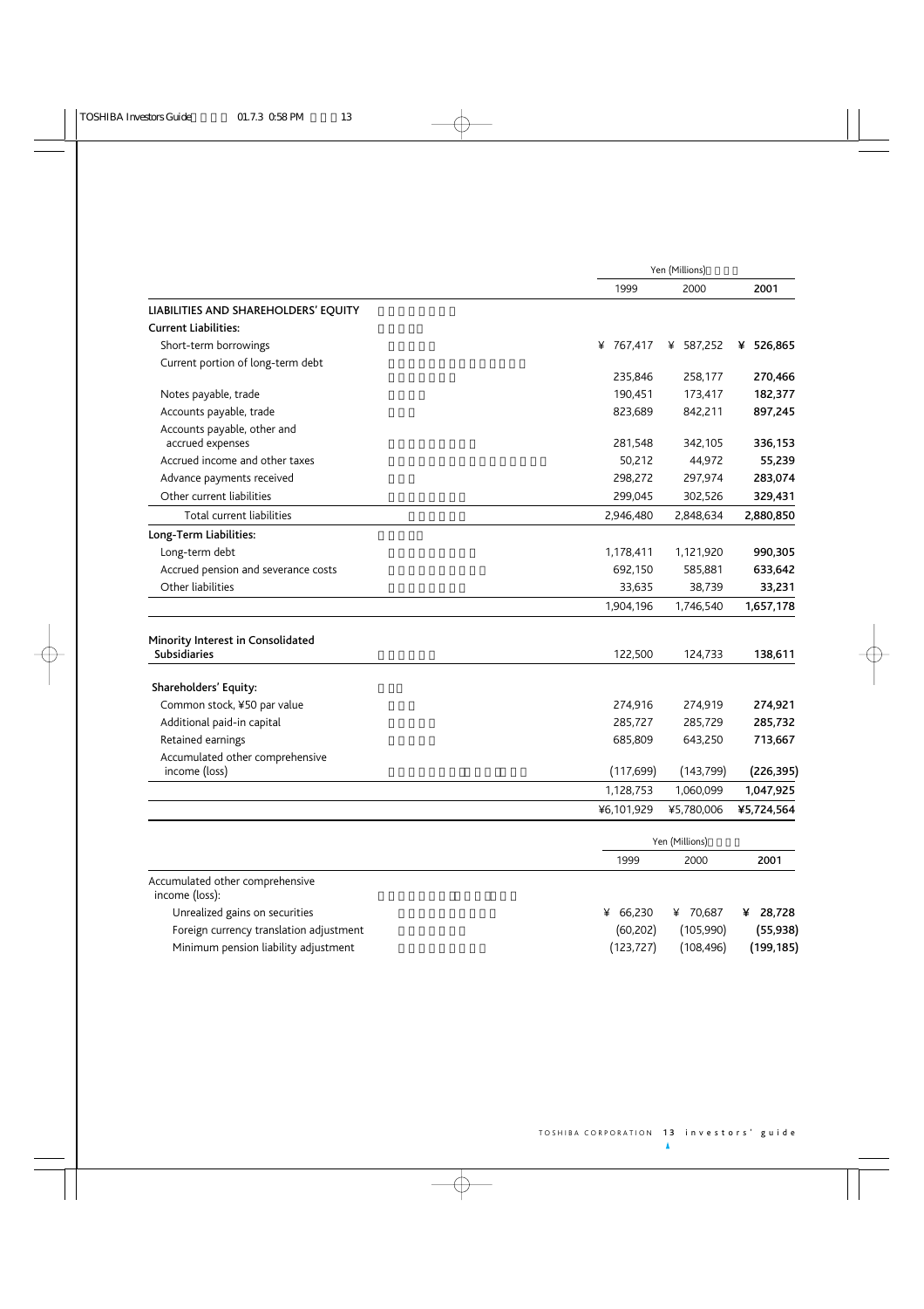| | Yen (Millions) | | |
|---|---|---|---|
| | 1999 | 2000 | **2001** |
| **LIABILITIES AND SHAREHOLDERS' EQUITY** | | | |
| **Current Liabilities:** | | | |
| Short-term borrowings | ¥ 767,417 | ¥ 587,252 | **¥ 526,865** |
| Current portion of long-term debt | 235,846 | 258,177 | **270,466** |
| Notes payable, trade | 190,451 | 173,417 | **182,377** |
| Accounts payable, trade | 823,689 | 842,211 | **897,245** |
| Accounts payable, other and accrued expenses | 281,548 | 342,105 | **336,153** |
| Accrued income and other taxes | 50,212 | 44,972 | **55,239** |
| Advance payments received | 298,272 | 297,974 | **283,074** |
| Other current liabilities | 299,045 | 302,526 | **329,431** |
| Total current liabilities | 2,946,480 | 2,848,634 | **2,880,850** |
| **Long-Term Liabilities:** | | | |
| Long-term debt | 1,178,411 | 1,121,920 | **990,305** |
| Accrued pension and severance costs | 692,150 | 585,881 | **633,642** |
| Other liabilities | 33,635 | 38,739 | **33,231** |
| | 1,904,196 | 1,746,540 | **1,657,178** |
| **Minority Interest in Consolidated Subsidiaries** | 122,500 | 124,733 | **138,611** |
| **Shareholders' Equity:** | | | |
| Common stock, ¥50 par value | 274,916 | 274,919 | **274,921** |
| Additional paid-in capital | 285,727 | 285,729 | **285,732** |
| Retained earnings | 685,809 | 643,250 | **713,667** |
| Accumulated other comprehensive income (loss) | (117,699) | (143,799) | **(226,395)** |
| | 1,128,753 | 1,060,099 | **1,047,925** |
| | ¥6,101,929 | ¥5,780,006 | **¥5,724,564** |

| | Yen (Millions) | | |
|---|---|---|---|
| | 1999 | 2000 | **2001** |
| Accumulated other comprehensive income (loss): | | | |
| Unrealized gains on securities | ¥ 66,230 | ¥ 70,687 | **¥ 28,728** |
| Foreign currency translation adjustment | (60,202) | (105,990) | **(55,938)** |
| Minimum pension liability adjustment | (123,727) | (108,496) | **(199,185)** |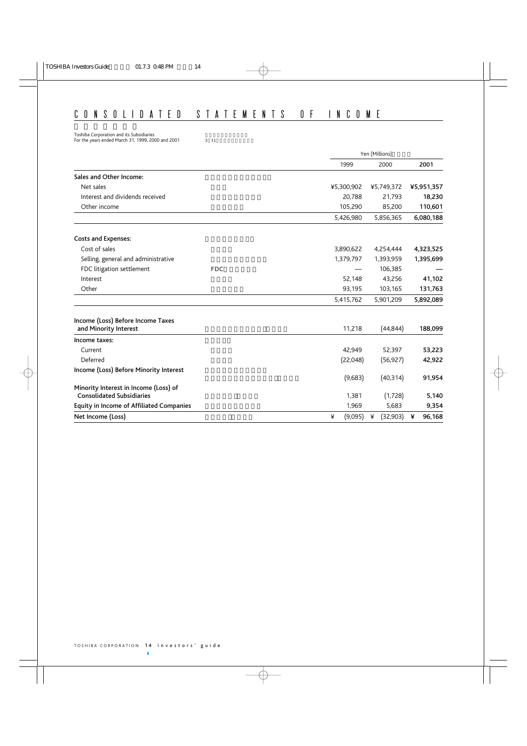# CONSOLIDATED STATEMENTS OF INCOME

Toshiba Corporation and its Subsidiaries
For the years ended March 31, 1999, 2000 and 2001

| | | Yen (Millions) | | |
|---|---|---|---|---|
| | | 1999 | 2000 | 2001 |
| **Sales and Other Income:** | | | | |
| Net sales | | ¥5,300,902 | ¥5,749,372 | **¥5,951,357** |
| Interest and dividends received | | 20,788 | 21,793 | **18,230** |
| Other income | | 105,290 | 85,200 | **110,601** |
| | | 5,426,980 | 5,856,365 | **6,080,188** |
| **Costs and Expenses:** | | | | |
| Cost of sales | | 3,890,622 | 4,254,444 | **4,323,525** |
| Selling, general and administrative | | 1,379,797 | 1,393,959 | **1,395,699** |
| FDC litigation settlement | FDC | — | 106,385 | **—** |
| Interest | | 52,148 | 43,256 | **41,102** |
| Other | | 93,195 | 103,165 | **131,763** |
| | | 5,415,762 | 5,901,209 | **5,892,089** |
| **Income (Loss) Before Income Taxes and Minority Interest** | | 11,218 | (44,844) | **188,099** |
| **Income taxes:** | | | | |
| Current | | 42,949 | 52,397 | **53,223** |
| Deferred | | (22,048) | (56,927) | **42,922** |
| **Income (Loss) Before Minority Interest** | | (9,683) | (40,314) | **91,954** |
| **Minority Interest in Income (Loss) of Consolidated Subsidiaries** | | 1,381 | (1,728) | **5,140** |
| **Equity in Income of Affiliated Companies** | | 1,969 | 5,683 | **9,354** |
| **Net Income (Loss)** | | ¥ (9,095) | ¥ (32,903) | **¥ 96,168** |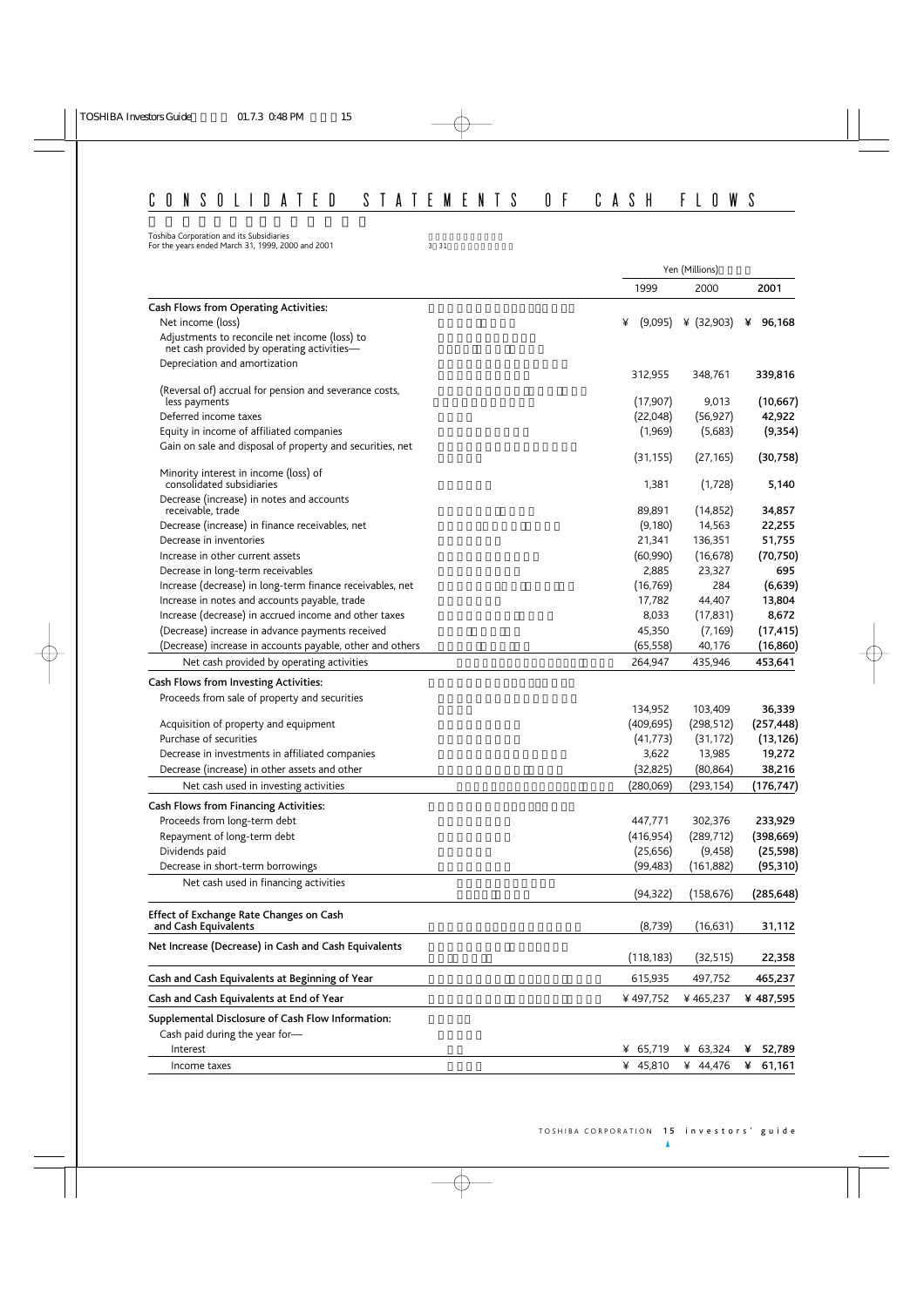# CONSOLIDATED STATEMENTS OF CASH FLOWS

Toshiba Corporation and its Subsidiaries
For the years ended March 31, 1999, 2000 and 2001

| | Yen (Millions) | | |
|---|---|---|---|
| | 1999 | 2000 | **2001** |
| **Cash Flows from Operating Activities:** | | | |
| Net income (loss) | ¥ (9,095) | ¥ (32,903) | **¥ 96,168** |
| Adjustments to reconcile net income (loss) to net cash provided by operating activities— | | | |
| Depreciation and amortization | 312,955 | 348,761 | **339,816** |
| (Reversal of) accrual for pension and severance costs, less payments | (17,907) | 9,013 | **(10,667)** |
| Deferred income taxes | (22,048) | (56,927) | **42,922** |
| Equity in income of affiliated companies | (1,969) | (5,683) | **(9,354)** |
| Gain on sale and disposal of property and securities, net | (31,155) | (27,165) | **(30,758)** |
| Minority interest in income (loss) of consolidated subsidiaries | 1,381 | (1,728) | **5,140** |
| Decrease (increase) in notes and accounts receivable, trade | 89,891 | (14,852) | **34,857** |
| Decrease (increase) in finance receivables, net | (9,180) | 14,563 | **22,255** |
| Decrease in inventories | 21,341 | 136,351 | **51,755** |
| Increase in other current assets | (60,990) | (16,678) | **(70,750)** |
| Decrease in long-term receivables | 2,885 | 23,327 | **695** |
| Increase (decrease) in long-term finance receivables, net | (16,769) | 284 | **(6,639)** |
| Increase in notes and accounts payable, trade | 17,782 | 44,407 | **13,804** |
| Increase (decrease) in accrued income and other taxes | 8,033 | (17,831) | **8,672** |
| (Decrease) increase in advance payments received | 45,350 | (7,169) | **(17,415)** |
| (Decrease) increase in accounts payable, other and others | (65,558) | 40,176 | **(16,860)** |
| Net cash provided by operating activities | 264,947 | 435,946 | **453,641** |
| **Cash Flows from Investing Activities:** | | | |
| Proceeds from sale of property and securities | 134,952 | 103,409 | **36,339** |
| Acquisition of property and equipment | (409,695) | (298,512) | **(257,448)** |
| Purchase of securities | (41,773) | (31,172) | **(13,126)** |
| Decrease in investments in affiliated companies | 3,622 | 13,985 | **19,272** |
| Decrease (increase) in other assets and other | (32,825) | (80,864) | **38,216** |
| Net cash used in investing activities | (280,069) | (293,154) | **(176,747)** |
| **Cash Flows from Financing Activities:** | | | |
| Proceeds from long-term debt | 447,771 | 302,376 | **233,929** |
| Repayment of long-term debt | (416,954) | (289,712) | **(398,669)** |
| Dividends paid | (25,656) | (9,458) | **(25,598)** |
| Decrease in short-term borrowings | (99,483) | (161,882) | **(95,310)** |
| Net cash used in financing activities | (94,322) | (158,676) | **(285,648)** |
| **Effect of Exchange Rate Changes on Cash and Cash Equivalents** | (8,739) | (16,631) | **31,112** |
| **Net Increase (Decrease) in Cash and Cash Equivalents** | (118,183) | (32,515) | **22,358** |
| **Cash and Cash Equivalents at Beginning of Year** | 615,935 | 497,752 | **465,237** |
| **Cash and Cash Equivalents at End of Year** | ¥ 497,752 | ¥ 465,237 | **¥ 487,595** |
| **Supplemental Disclosure of Cash Flow Information:** | | | |
| Cash paid during the year for— | | | |
| Interest | ¥ 65,719 | ¥ 63,324 | **¥ 52,789** |
| Income taxes | ¥ 45,810 | ¥ 44,476 | **¥ 61,161** |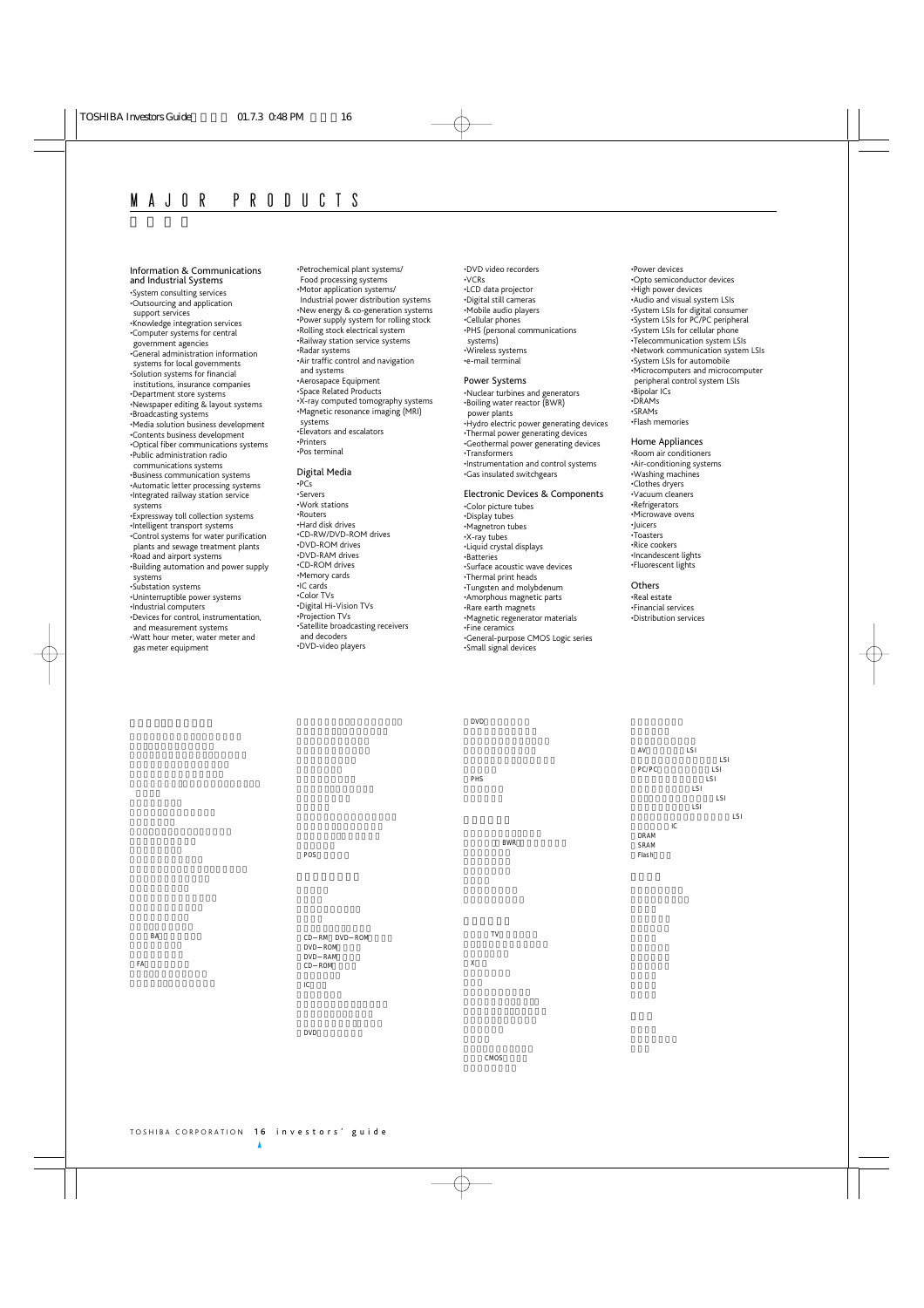# MAJOR PRODUCTS

### Information & Communications and Industrial Systems

- System consulting services
- Outsourcing and application support services
- Knowledge integration services
- Computer systems for central government agencies
- General administration information systems for local governments
- Solution systems for financial institutions, insurance companies
- Department store systems
- Newspaper editing & layout systems
- Broadcasting systems
- Media solution business development
- Contents business development
- Optical fiber communications systems
- Public administration radio communications systems
- Business communication systems
- Automatic letter processing systems
- Integrated railway station service systems
- Expressway toll collection systems
- Intelligent transport systems
- Control systems for water purification plants and sewage treatment plants
- Road and airport systems
- Building automation and power supply systems
- Substation systems
- Uninterruptible power systems
- Industrial computers
- Devices for control, instrumentation, and measurement systems
- Watt hour meter, water meter and gas meter equipment
- Petrochemical plant systems/ Food processing systems
- Motor application systems/ Industrial power distribution systems
- New energy & co-generation systems
- Power supply system for rolling stock
- Rolling stock electrical system
- Railway station service systems
- Radar systems
- Air traffic control and navigation and systems
- Aerosapace Equipment
- Space Related Products
- X-ray computed tomography systems
- Magnetic resonance imaging (MRI) systems
- Elevators and escalators
- Printers
- Pos terminal

### Digital Media

- PCs
- Servers
- Work stations
- Routers
- Hard disk drives
- CD-RW/DVD-ROM drives
- DVD-ROM drives
- DVD-RAM drives
- CD-ROM drives
- Memory cards
- IC cards
- Color TVs
- Digital Hi-Vision TVs
- Projection TVs
- Satellite broadcasting receivers and decoders
- DVD-video players
- DVD video recorders
- VCRs
- LCD data projector
- Digital still cameras
- Mobile audio players
- Cellular phones
- PHS (personal communications systems)
- Wireless systems
- e-mail terminal

### Power Systems

- Nuclear turbines and generators
- Boiling water reactor (BWR) power plants
- Hydro electric power generating devices
- Thermal power generating devices
- Geothermal power generating devices
- Transformers
- Instrumentation and control systems
- Gas insulated switchgears

### Electronic Devices & Components

- Color picture tubes
- Display tubes
- Magnetron tubes
- X-ray tubes
- Liquid crystal displays
- Batteries
- Surface acoustic wave devices
- Thermal print heads
- Tungsten and molybdenum
- Amorphous magnetic parts
- Rare earth magnets
- Magnetic regenerator materials
- Fine ceramics
- General-purpose CMOS Logic series
- Small signal devices
- Power devices
- Opto semiconductor devices
- High power devices
- Audio and visual system LSIs
- System LSIs for digital consumer
- System LSIs for PC/PC peripheral
- System LSIs for cellular phone
- Telecommunication system LSIs
- Network communication system LSIs
- System LSIs for automobile
- Microcomputers and microcomputer peripheral control system LSIs
- Bipolar ICs
- DRAMs
- SRAMs
- Flash memories

### Home Appliances

- Room air conditioners
- Air-conditioning systems
- Washing machines
- Clothes dryers
- Vacuum cleaners
- Refrigerators
- Microwave ovens
- Juicers
- Toasters
- Rice cookers
- Incandescent lights
- Fluorescent lights

### Others

- Real estate
- Financial services
- Distribution services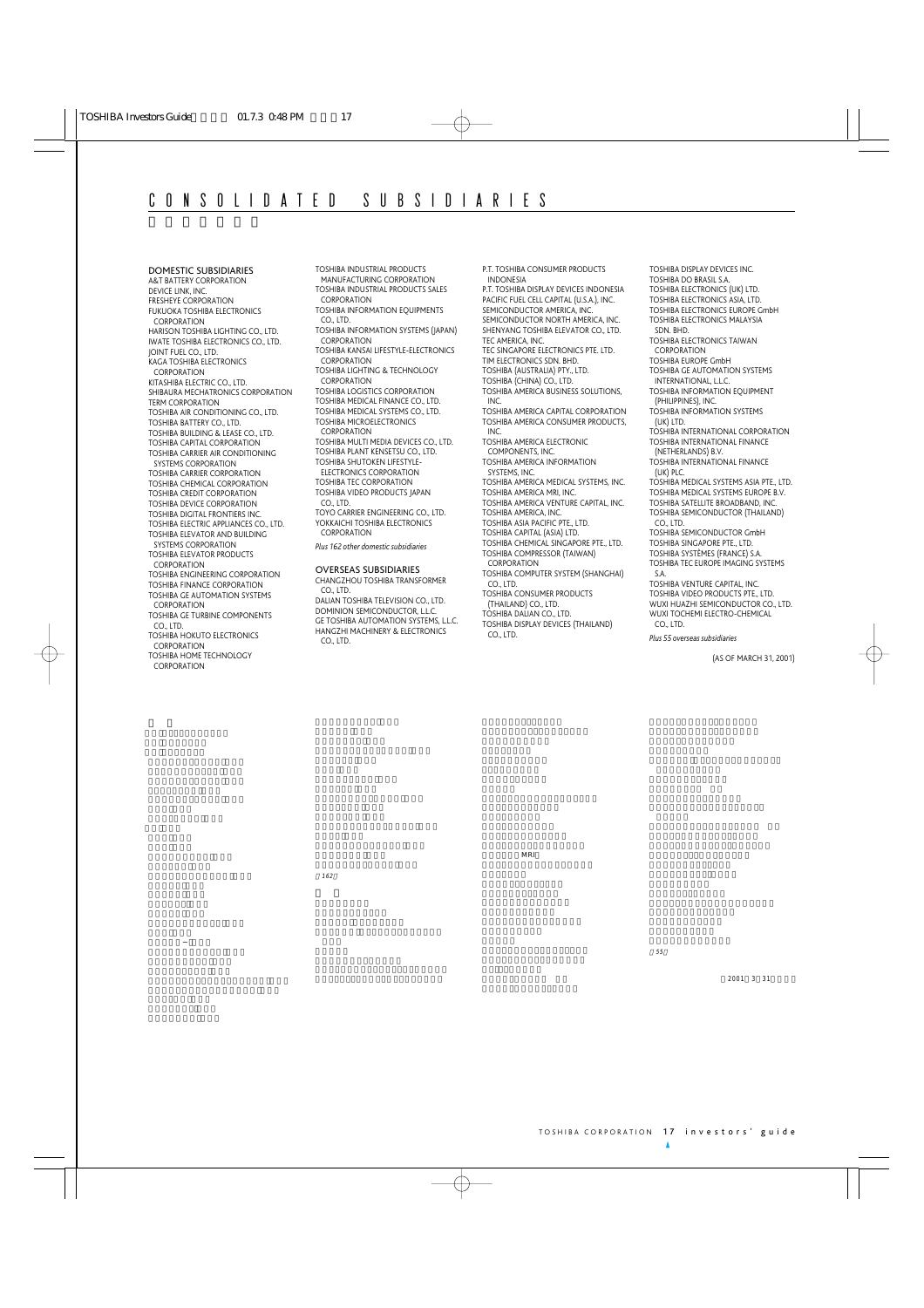# CONSOLIDATED SUBSIDIARIES

## DOMESTIC SUBSIDIARIES

A&T BATTERY CORPORATION
DEVICE LINK, INC.
FRESHEYE CORPORATION
FUKUOKA TOSHIBA ELECTRONICS CORPORATION
HARISON TOSHIBA LIGHTING CO., LTD.
IWATE TOSHIBA ELECTRONICS CO., LTD.
JOINT FUEL CO., LTD.
KAGA TOSHIBA ELECTRONICS CORPORATION
KITASHIBA ELECTRIC CO., LTD.
SHIBAURA MECHATRONICS CORPORATION
TERM CORPORATION
TOSHIBA AIR CONDITIONING CO., LTD.
TOSHIBA BATTERY CO., LTD.
TOSHIBA BUILDING & LEASE CO., LTD.
TOSHIBA CAPITAL CORPORATION
TOSHIBA CARRIER AIR CONDITIONING SYSTEMS CORPORATION
TOSHIBA CARRIER CORPORATION
TOSHIBA CHEMICAL CORPORATION
TOSHIBA CREDIT CORPORATION
TOSHIBA DEVICE CORPORATION
TOSHIBA DIGITAL FRONTIERS INC.
TOSHIBA ELECTRIC APPLIANCES CO., LTD.
TOSHIBA ELEVATOR AND BUILDING SYSTEMS CORPORATION
TOSHIBA ELEVATOR PRODUCTS CORPORATION
TOSHIBA ENGINEERING CORPORATION
TOSHIBA FINANCE CORPORATION
TOSHIBA GE AUTOMATION SYSTEMS CORPORATION
TOSHIBA GE TURBINE COMPONENTS CO., LTD.
TOSHIBA HOKUTO ELECTRONICS CORPORATION
TOSHIBA HOME TECHNOLOGY CORPORATION
TOSHIBA INDUSTRIAL PRODUCTS MANUFACTURING CORPORATION
TOSHIBA INDUSTRIAL PRODUCTS SALES CORPORATION
TOSHIBA INFORMATION EQUIPMENTS CO., LTD.
TOSHIBA INFORMATION SYSTEMS (JAPAN) CORPORATION
TOSHIBA KANSAI LIFESTYLE-ELECTRONICS CORPORATION
TOSHIBA LIGHTING & TECHNOLOGY CORPORATION
TOSHIBA LOGISTICS CORPORATION
TOSHIBA MEDICAL FINANCE CO., LTD.
TOSHIBA MEDICAL SYSTEMS CO., LTD.
TOSHIBA MICROELECTRONICS CORPORATION
TOSHIBA MULTI MEDIA DEVICES CO., LTD.
TOSHIBA PLANT KENSETSU CO., LTD.
TOSHIBA SHUTOKEN LIFESTYLE-ELECTRONICS CORPORATION
TOSHIBA TEC CORPORATION
TOSHIBA VIDEO PRODUCTS JAPAN CO., LTD.
TOYO CARRIER ENGINEERING CO., LTD.
YOKKAICHI TOSHIBA ELECTRONICS CORPORATION

*Plus 162 other domestic subsidiaries*

## OVERSEAS SUBSIDIARIES

CHANGZHOU TOSHIBA TRANSFORMER CO., LTD.
DALIAN TOSHIBA TELEVISION CO., LTD.
DOMINION SEMICONDUCTOR, L.L.C.
GE TOSHIBA AUTOMATION SYSTEMS, L.L.C.
HANGZHI MACHINERY & ELECTRONICS CO., LTD.
P.T. TOSHIBA CONSUMER PRODUCTS INDONESIA
P.T. TOSHIBA DISPLAY DEVICES INDONESIA
PACIFIC FUEL CELL CAPITAL (U.S.A.), INC.
SEMICONDUCTOR AMERICA, INC.
SEMICONDUCTOR NORTH AMERICA, INC.
SHENYANG TOSHIBA ELEVATOR CO., LTD.
TEC AMERICA, INC.
TEC SINGAPORE ELECTRONICS PTE. LTD.
TIM ELECTRONICS SDN. BHD.
TOSHIBA (AUSTRALIA) PTY., LTD.
TOSHIBA (CHINA) CO., LTD.
TOSHIBA AMERICA BUSINESS SOLUTIONS, INC.
TOSHIBA AMERICA CAPITAL CORPORATION
TOSHIBA AMERICA CONSUMER PRODUCTS, INC.
TOSHIBA AMERICA ELECTRONIC COMPONENTS, INC.
TOSHIBA AMERICA INFORMATION SYSTEMS, INC.
TOSHIBA AMERICA MEDICAL SYSTEMS, INC.
TOSHIBA AMERICA MRI, INC.
TOSHIBA AMERICA VENTURE CAPITAL, INC.
TOSHIBA AMERICA, INC.
TOSHIBA ASIA PACIFIC PTE., LTD.
TOSHIBA CAPITAL (ASIA) LTD.
TOSHIBA CHEMICAL SINGAPORE PTE., LTD.
TOSHIBA COMPRESSOR (TAIWAN) CORPORATION
TOSHIBA COMPUTER SYSTEM (SHANGHAI) CO., LTD.
TOSHIBA CONSUMER PRODUCTS (THAILAND) CO., LTD.
TOSHIBA DALIAN CO., LTD.
TOSHIBA DISPLAY DEVICES (THAILAND) CO., LTD.
TOSHIBA DISPLAY DEVICES INC.
TOSHIBA DO BRASIL S.A.
TOSHIBA ELECTRONICS (UK) LTD.
TOSHIBA ELECTRONICS ASIA, LTD.
TOSHIBA ELECTRONICS EUROPE GmbH
TOSHIBA ELECTRONICS MALAYSIA SDN. BHD.
TOSHIBA ELECTRONICS TAIWAN CORPORATION
TOSHIBA EUROPE GmbH
TOSHIBA GE AUTOMATION SYSTEMS INTERNATIONAL, L.L.C.
TOSHIBA INFORMATION EQUIPMENT (PHILIPPINES), INC.
TOSHIBA INFORMATION SYSTEMS (UK) LTD.
TOSHIBA INTERNATIONAL CORPORATION
TOSHIBA INTERNATIONAL FINANCE (NETHERLANDS) B.V.
TOSHIBA INTERNATIONAL FINANCE (UK) PLC.
TOSHIBA MEDICAL SYSTEMS ASIA PTE., LTD.
TOSHIBA MEDICAL SYSTEMS EUROPE B.V.
TOSHIBA SATELLITE BROADBAND, INC.
TOSHIBA SEMICONDUCTOR (THAILAND) CO., LTD.
TOSHIBA SEMICONDUCTOR GmbH
TOSHIBA SINGAPORE PTE., LTD.
TOSHIBA SYSTÈMES (FRANCE) S.A.
TOSHIBA TEC EUROPE IMAGING SYSTEMS S.A.
TOSHIBA VENTURE CAPITAL, INC.
TOSHIBA VIDEO PRODUCTS PTE., LTD.
WUXI HUAZHI SEMICONDUCTOR CO., LTD.
WUXI TOCHEMI ELECTRO-CHEMICAL CO., LTD.

*Plus 55 overseas subsidiaries*

(AS OF MARCH 31, 2001)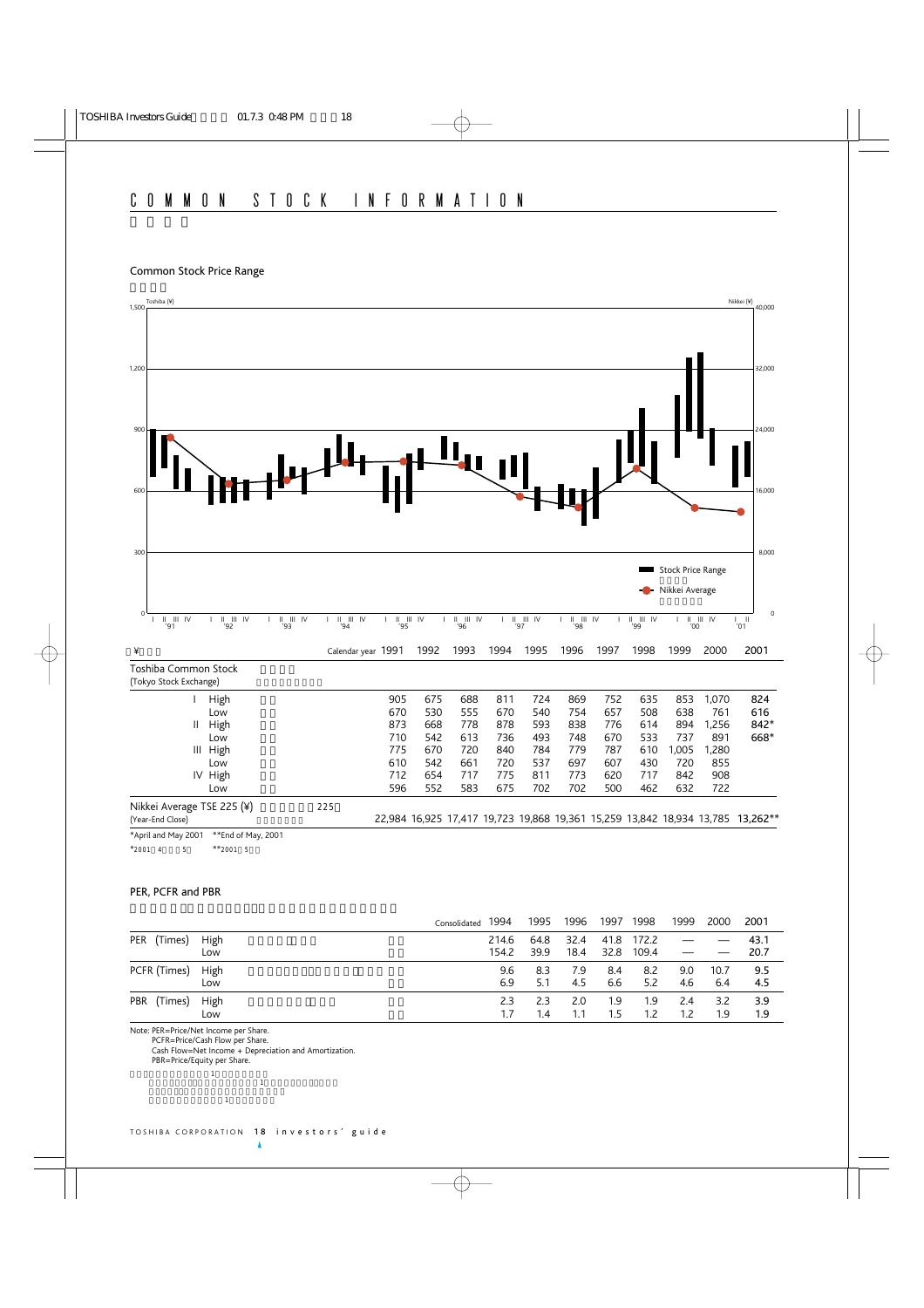# COMMON STOCK INFORMATION

## Common Stock Price Range

| ¥ | | Calendar year | 1991 | 1992 | 1993 | 1994 | 1995 | 1996 | 1997 | 1998 | 1999 | 2000 | 2001 |
|---|---|---|---|---|---|---|---|---|---|---|---|---|---|
| Toshiba Common Stock (Tokyo Stock Exchange) | | | | | | | | | | | | | |
| I | High | | 905 | 675 | 688 | 811 | 724 | 869 | 752 | 635 | 853 | 1,070 | 824 |
| | Low | | 670 | 530 | 555 | 670 | 540 | 754 | 657 | 508 | 638 | 761 | 616 |
| II | High | | 873 | 668 | 778 | 878 | 593 | 838 | 776 | 614 | 894 | 1,256 | 842* |
| | Low | | 710 | 542 | 613 | 736 | 493 | 748 | 670 | 533 | 737 | 891 | 668* |
| III | High | | 775 | 670 | 720 | 840 | 784 | 779 | 787 | 610 | 1,005 | 1,280 | |
| | Low | | 610 | 542 | 661 | 720 | 537 | 697 | 607 | 430 | 720 | 855 | |
| IV | High | | 712 | 654 | 717 | 775 | 811 | 773 | 620 | 717 | 842 | 908 | |
| | Low | | 596 | 552 | 583 | 675 | 702 | 702 | 500 | 462 | 632 | 722 | |
| Nikkei Average TSE 225 (¥) (Year-End Close) | | | 22,984 | 16,925 | 17,417 | 19,723 | 19,868 | 19,361 | 15,259 | 13,842 | 18,934 | 13,785 | 13,262** |

*April and May 2001 **End of May, 2001

## PER, PCFR and PBR

| | | Consolidated | 1994 | 1995 | 1996 | 1997 | 1998 | 1999 | 2000 | 2001 |
|---|---|---|---|---|---|---|---|---|---|---|
| PER (Times) | High | | 214.6 | 64.8 | 32.4 | 41.8 | 172.2 | — | — | 43.1 |
| | Low | | 154.2 | 39.9 | 18.4 | 32.8 | 109.4 | — | — | 20.7 |
| PCFR (Times) | High | | 9.6 | 8.3 | 7.9 | 8.4 | 8.2 | 9.0 | 10.7 | 9.5 |
| | Low | | 6.9 | 5.1 | 4.5 | 6.6 | 5.2 | 4.6 | 6.4 | 4.5 |
| PBR (Times) | High | | 2.3 | 2.3 | 2.0 | 1.9 | 1.9 | 2.4 | 3.2 | 3.9 |
| | Low | | 1.7 | 1.4 | 1.1 | 1.5 | 1.2 | 1.2 | 1.9 | 1.9 |

Note: PER=Price/Net Income per Share.
PCFR=Price/Cash Flow per Share.
Cash Flow=Net Income + Depreciation and Amortization.
PBR=Price/Equity per Share.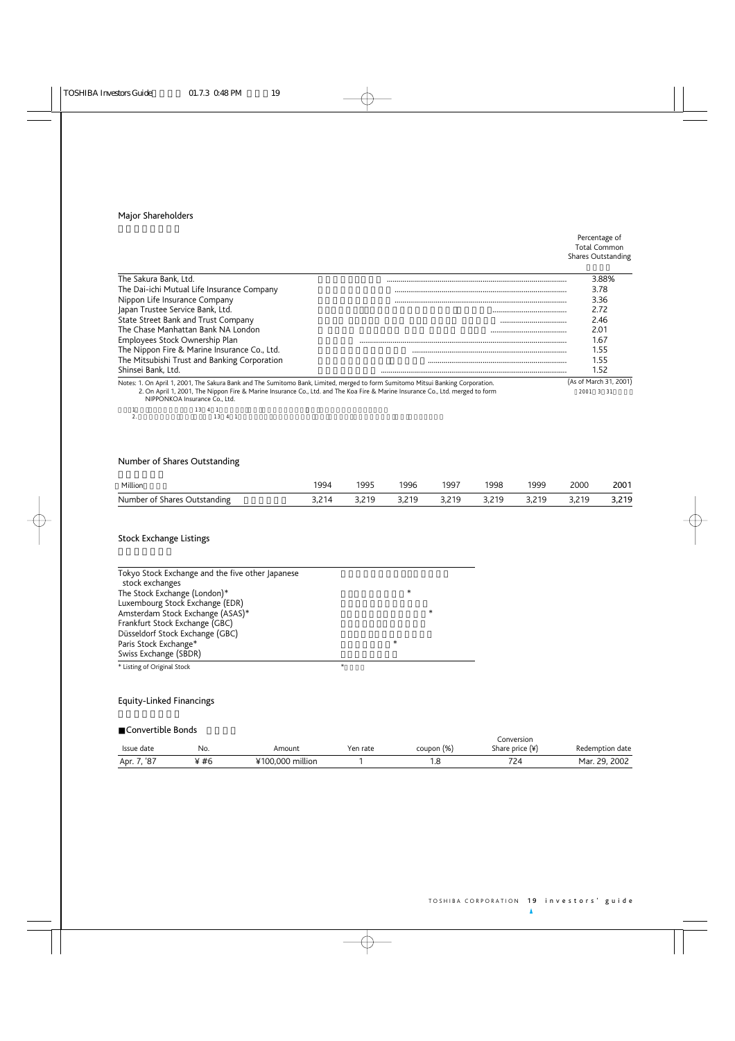## Major Shareholders

| | Percentage of Total Common Shares Outstanding |
|---|---|
| The Sakura Bank, Ltd. | 3.88% |
| The Dai-ichi Mutual Life Insurance Company | 3.78 |
| Nippon Life Insurance Company | 3.36 |
| Japan Trustee Service Bank, Ltd. | 2.72 |
| State Street Bank and Trust Company | 2.46 |
| The Chase Manhattan Bank NA London | 2.01 |
| Employees Stock Ownership Plan | 1.67 |
| The Nippon Fire & Marine Insurance Co., Ltd. | 1.55 |
| The Mitsubishi Trust and Banking Corporation | 1.55 |
| Shinsei Bank, Ltd. | 1.52 |

(As of March 31, 2001)

Notes: 1. On April 1, 2001, The Sakura Bank and The Sumitomo Bank, Limited, merged to form Sumitomo Mitsui Banking Corporation.
2. On April 1, 2001, The Nippon Fire & Marine Insurance Co., Ltd. and The Koa Fire & Marine Insurance Co., Ltd. merged to form NIPPONKOA Insurance Co., Ltd.

## Number of Shares Outstanding

| Million | 1994 | 1995 | 1996 | 1997 | 1998 | 1999 | 2000 | 2001 |
|---|---|---|---|---|---|---|---|---|
| Number of Shares Outstanding | 3,214 | 3,219 | 3,219 | 3,219 | 3,219 | 3,219 | 3,219 | 3,219 |

## Stock Exchange Listings

- Tokyo Stock Exchange and the five other Japanese stock exchanges
- The Stock Exchange (London)*
- Luxembourg Stock Exchange (EDR)
- Amsterdam Stock Exchange (ASAS)*
- Frankfurt Stock Exchange (GBC)
- Düsseldorf Stock Exchange (GBC)
- Paris Stock Exchange*
- Swiss Exchange (SBDR)

\* Listing of Original Stock

## Equity-Linked Financings

### ■Convertible Bonds

| Issue date | No. | Amount | Yen rate | coupon (%) | Conversion Share price (¥) | Redemption date |
|---|---|---|---|---|---|---|
| Apr. 7, '87 | ¥ #6 | ¥100,000 million | 1 | 1.8 | 724 | Mar. 29, 2002 |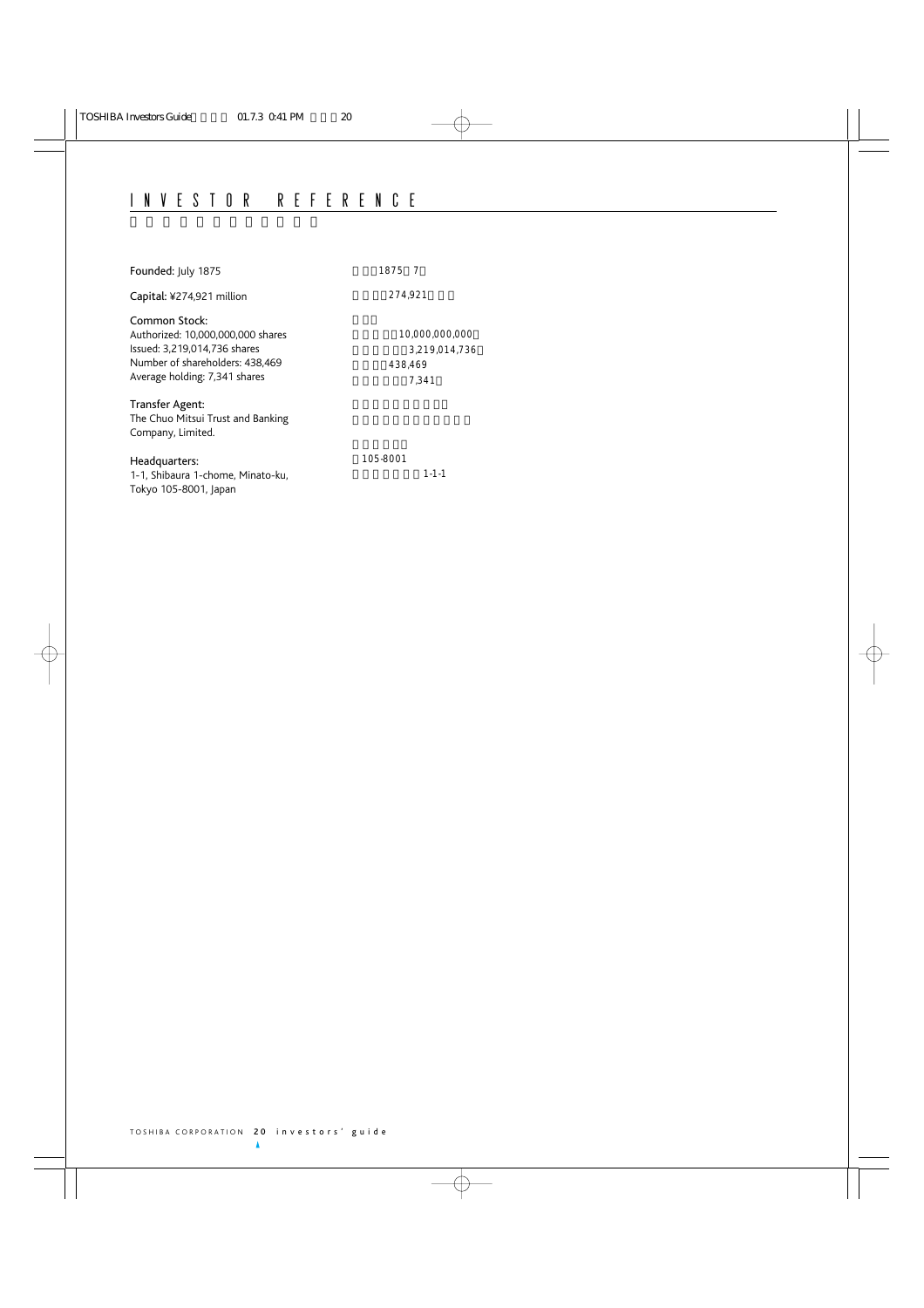# INVESTOR REFERENCE

**Founded:** July 1875

**Capital:** ¥274,921 million

**Common Stock:**
Authorized: 10,000,000,000 shares
Issued: 3,219,014,736 shares
Number of shareholders: 438,469
Average holding: 7,341 shares

**Transfer Agent:**
The Chuo Mitsui Trust and Banking Company, Limited.

**Headquarters:**
1-1, Shibaura 1-chome, Minato-ku,
Tokyo 105-8001, Japan

1875 7

274,921

10,000,000,000
3,219,014,736
438,469
7,341

105-8001
1-1-1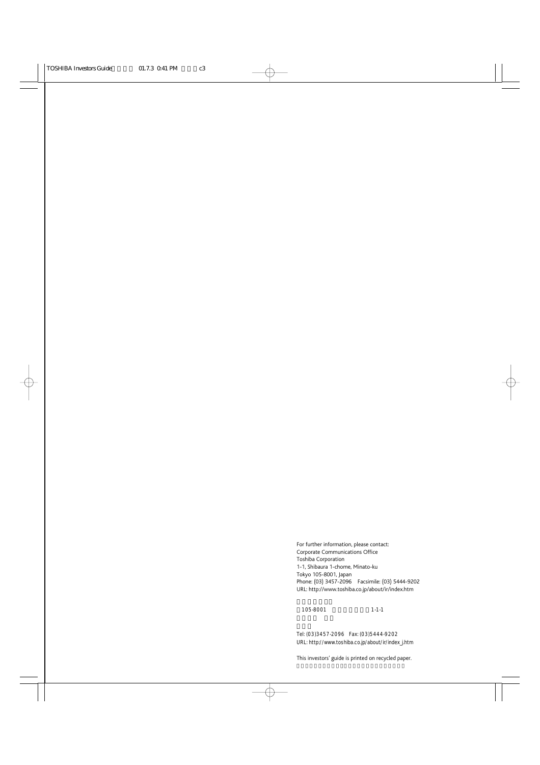For further information, please contact:
Corporate Communications Office
Toshiba Corporation
1-1, Shibaura 1-chome, Minato-ku
Tokyo 105-8001, Japan
Phone: (03) 3457-2096 Facsimile: (03) 5444-9202
URL: http://www.toshiba.co.jp/about/ir/index.htm

105-8001 1-1-1

Tel: (03)3457-2096 Fax: (03)5444-9202
URL: http://www.toshiba.co.jp/about/ir/index_j.htm

This investors' guide is printed on recycled paper.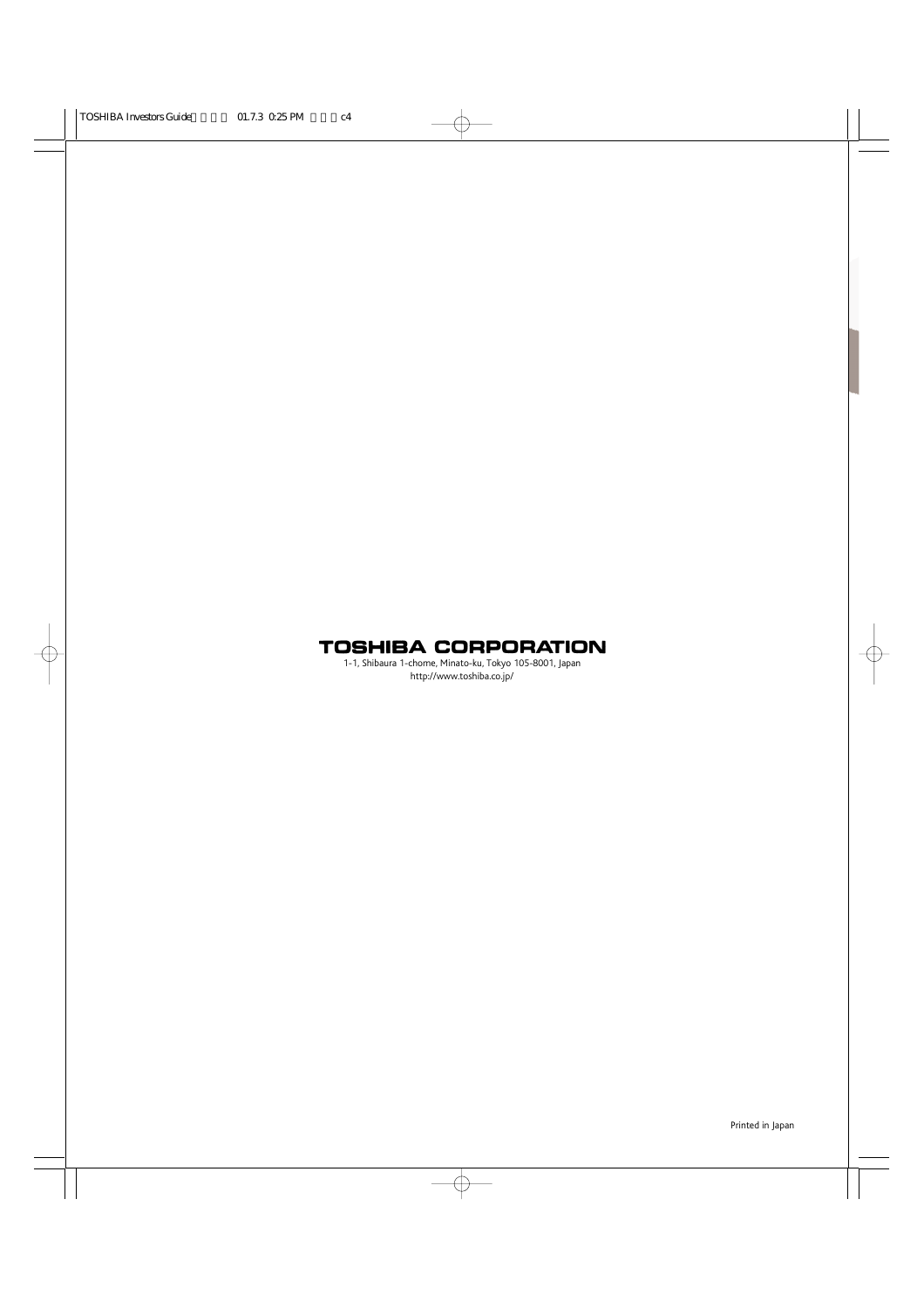**TOSHIBA CORPORATION**

1-1, Shibaura 1-chome, Minato-ku, Tokyo 105-8001, Japan
http://www.toshiba.co.jp/

Printed in Japan